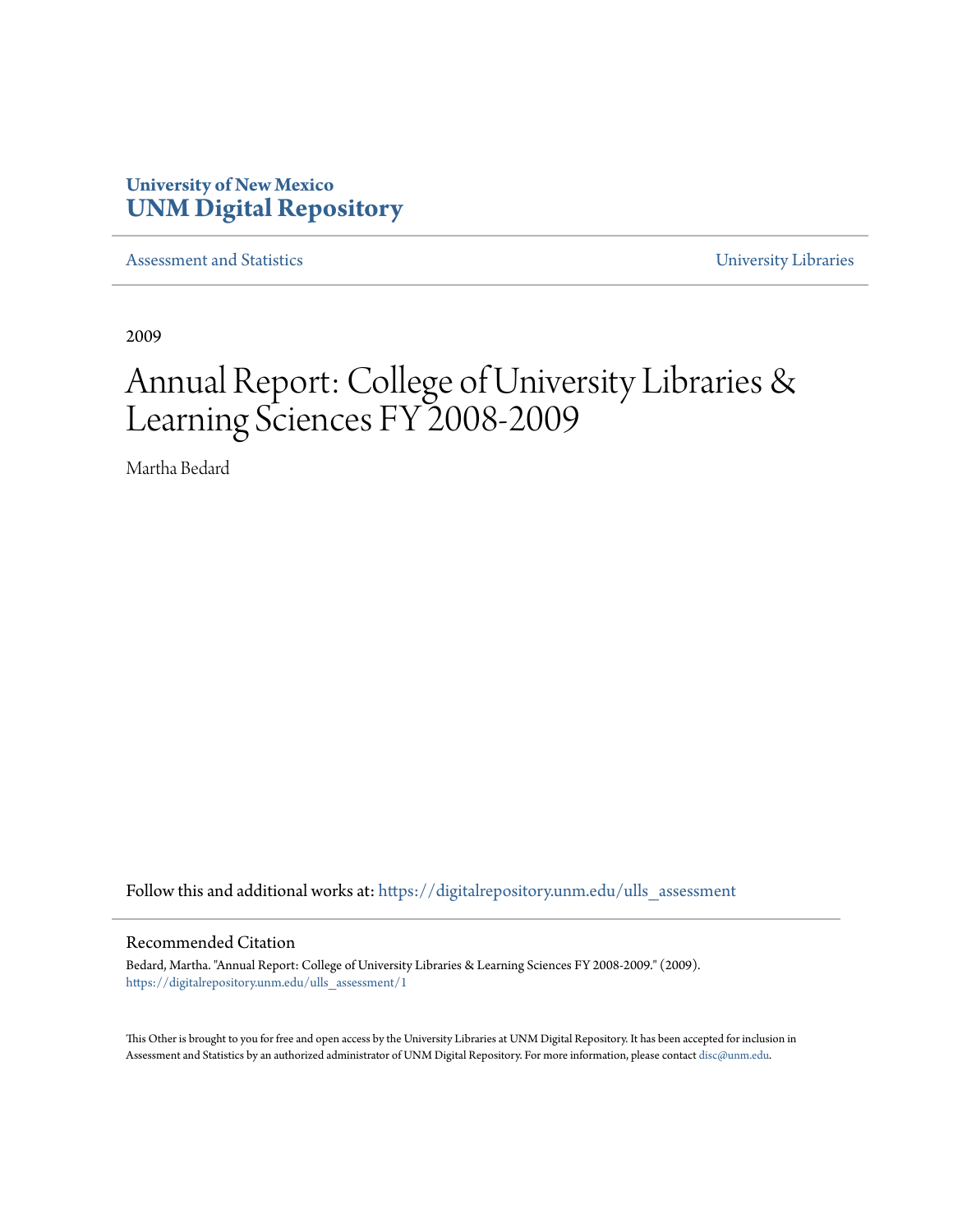University of New Mexico
**UNM Digital Repository**

Assessment and Statistics

University Libraries

2009

# Annual Report: College of University Libraries & Learning Sciences FY 2008-2009

Martha Bedard

Follow this and additional works at: https://digitalrepository.unm.edu/ulls_assessment

## Recommended Citation

Bedard, Martha. "Annual Report: College of University Libraries & Learning Sciences FY 2008-2009." (2009). https://digitalrepository.unm.edu/ulls_assessment/1

This Other is brought to you for free and open access by the University Libraries at UNM Digital Repository. It has been accepted for inclusion in Assessment and Statistics by an authorized administrator of UNM Digital Repository. For more information, please contact disc@unm.edu.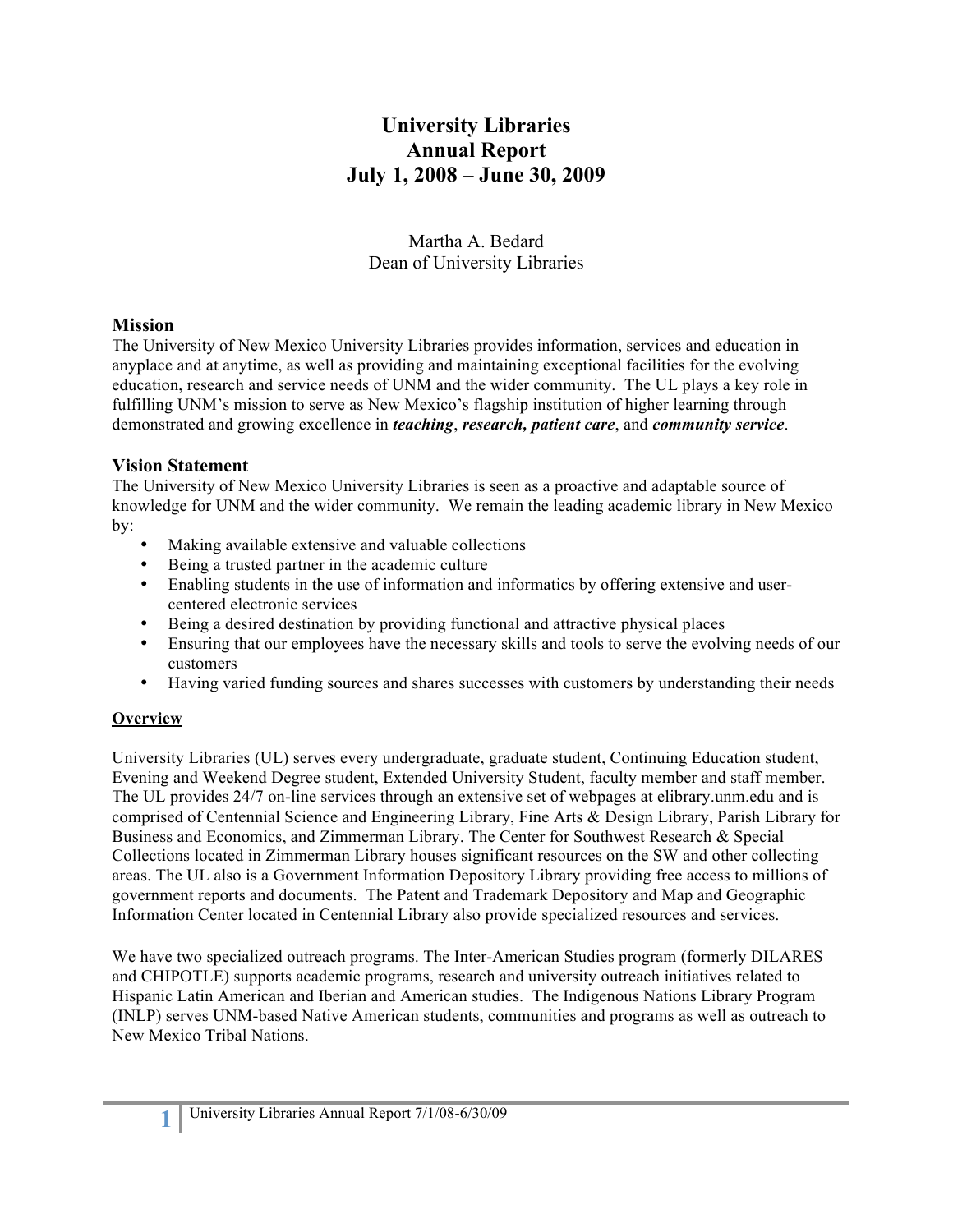# University Libraries
# Annual Report
# July 1, 2008 – June 30, 2009

Martha A. Bedard
Dean of University Libraries

## Mission

The University of New Mexico University Libraries provides information, services and education in anyplace and at anytime, as well as providing and maintaining exceptional facilities for the evolving education, research and service needs of UNM and the wider community. The UL plays a key role in fulfilling UNM's mission to serve as New Mexico's flagship institution of higher learning through demonstrated and growing excellence in ***teaching***, ***research, patient care***, and ***community service***.

## Vision Statement

The University of New Mexico University Libraries is seen as a proactive and adaptable source of knowledge for UNM and the wider community. We remain the leading academic library in New Mexico by:

- Making available extensive and valuable collections
- Being a trusted partner in the academic culture
- Enabling students in the use of information and informatics by offering extensive and user-centered electronic services
- Being a desired destination by providing functional and attractive physical places
- Ensuring that our employees have the necessary skills and tools to serve the evolving needs of our customers
- Having varied funding sources and shares successes with customers by understanding their needs

## Overview

University Libraries (UL) serves every undergraduate, graduate student, Continuing Education student, Evening and Weekend Degree student, Extended University Student, faculty member and staff member. The UL provides 24/7 on-line services through an extensive set of webpages at elibrary.unm.edu and is comprised of Centennial Science and Engineering Library, Fine Arts & Design Library, Parish Library for Business and Economics, and Zimmerman Library. The Center for Southwest Research & Special Collections located in Zimmerman Library houses significant resources on the SW and other collecting areas. The UL also is a Government Information Depository Library providing free access to millions of government reports and documents. The Patent and Trademark Depository and Map and Geographic Information Center located in Centennial Library also provide specialized resources and services.

We have two specialized outreach programs. The Inter-American Studies program (formerly DILARES and CHIPOTLE) supports academic programs, research and university outreach initiatives related to Hispanic Latin American and Iberian and American studies. The Indigenous Nations Library Program (INLP) serves UNM-based Native American students, communities and programs as well as outreach to New Mexico Tribal Nations.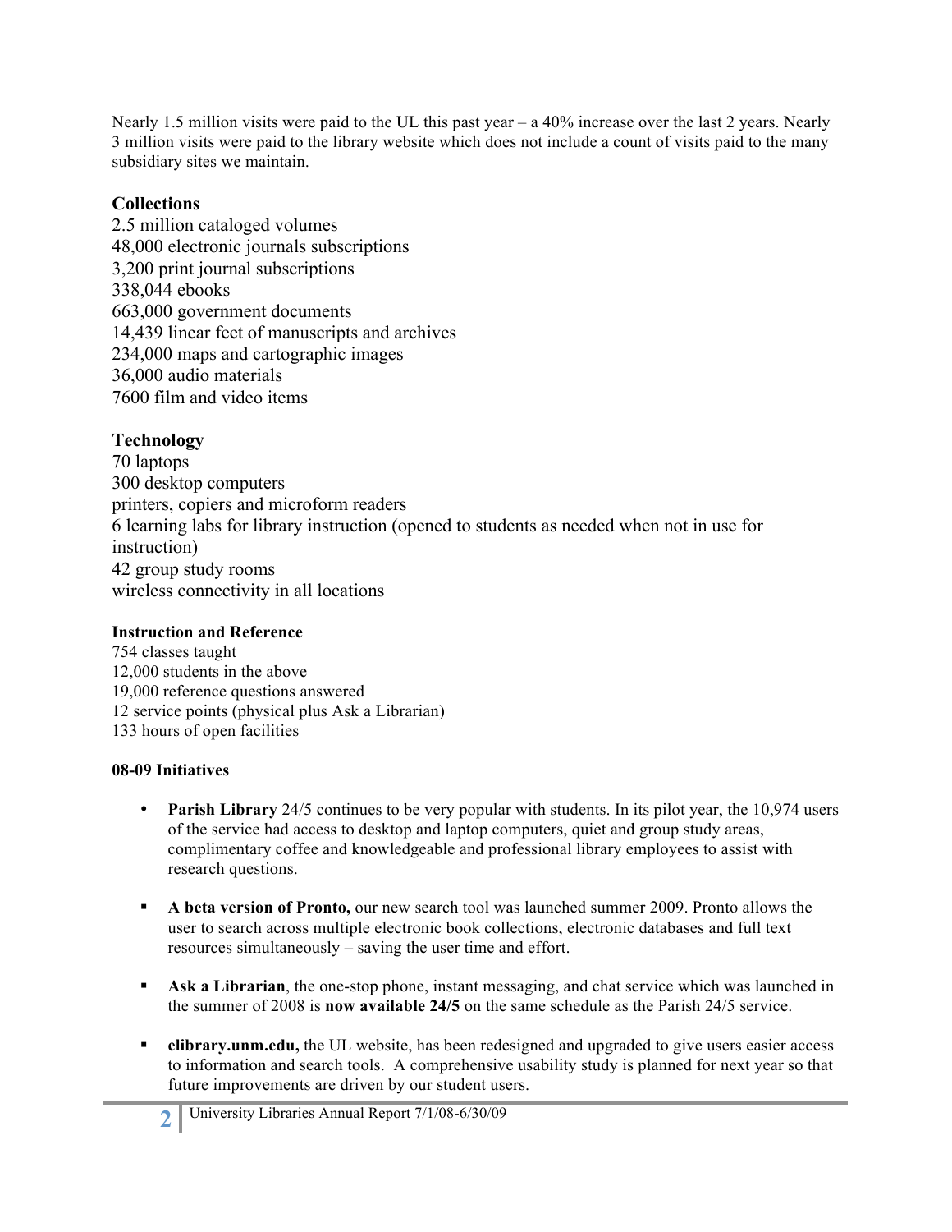Nearly 1.5 million visits were paid to the UL this past year – a 40% increase over the last 2 years. Nearly 3 million visits were paid to the library website which does not include a count of visits paid to the many subsidiary sites we maintain.

## Collections

2.5 million cataloged volumes
48,000 electronic journals subscriptions
3,200 print journal subscriptions
338,044 ebooks
663,000 government documents
14,439 linear feet of manuscripts and archives
234,000 maps and cartographic images
36,000 audio materials
7600 film and video items

## Technology

70 laptops
300 desktop computers
printers, copiers and microform readers
6 learning labs for library instruction (opened to students as needed when not in use for instruction)
42 group study rooms
wireless connectivity in all locations

### Instruction and Reference

754 classes taught
12,000 students in the above
19,000 reference questions answered
12 service points (physical plus Ask a Librarian)
133 hours of open facilities

### 08-09 Initiatives

- **Parish Library** 24/5 continues to be very popular with students. In its pilot year, the 10,974 users of the service had access to desktop and laptop computers, quiet and group study areas, complimentary coffee and knowledgeable and professional library employees to assist with research questions.
- **A beta version of Pronto,** our new search tool was launched summer 2009. Pronto allows the user to search across multiple electronic book collections, electronic databases and full text resources simultaneously – saving the user time and effort.
- **Ask a Librarian**, the one-stop phone, instant messaging, and chat service which was launched in the summer of 2008 is **now available 24/5** on the same schedule as the Parish 24/5 service.
- **elibrary.unm.edu,** the UL website, has been redesigned and upgraded to give users easier access to information and search tools. A comprehensive usability study is planned for next year so that future improvements are driven by our student users.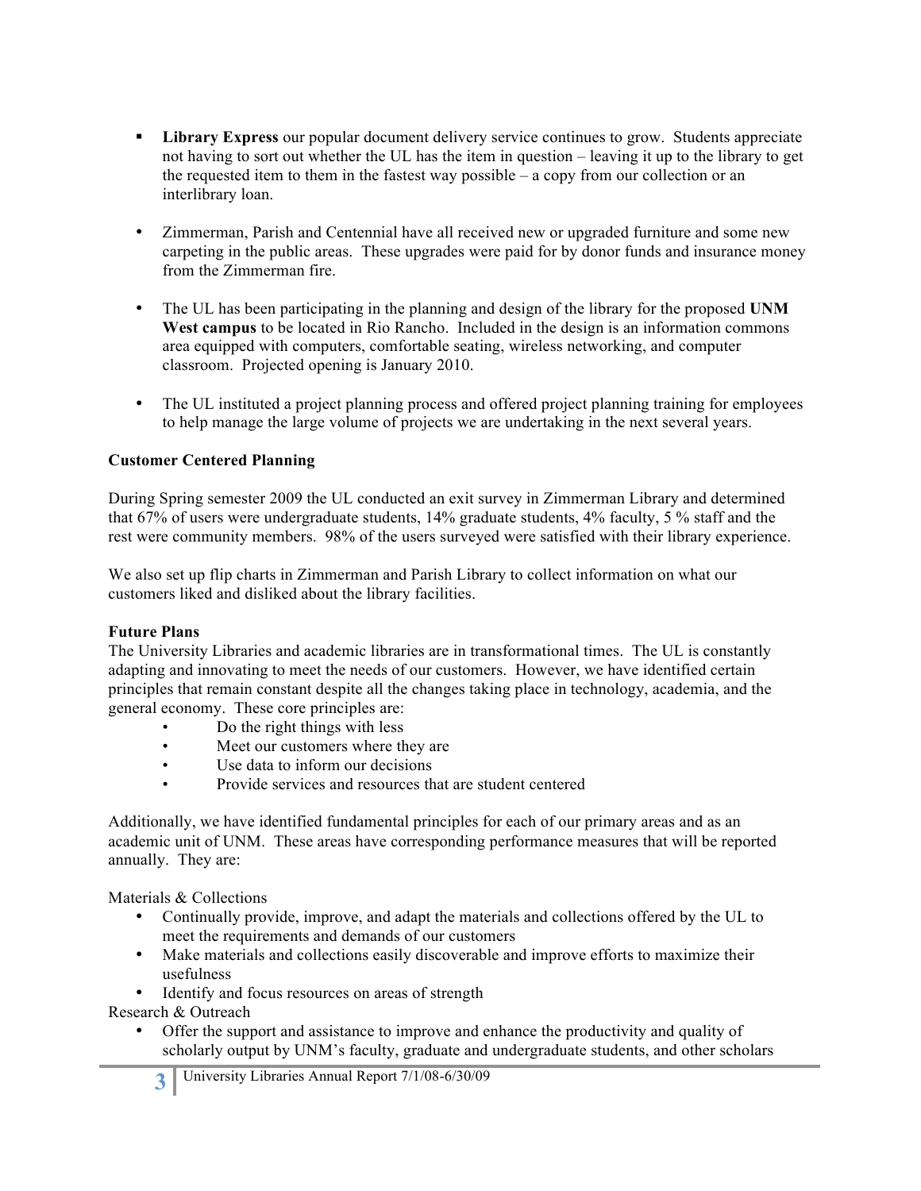- **Library Express** our popular document delivery service continues to grow. Students appreciate not having to sort out whether the UL has the item in question – leaving it up to the library to get the requested item to them in the fastest way possible – a copy from our collection or an interlibrary loan.

- Zimmerman, Parish and Centennial have all received new or upgraded furniture and some new carpeting in the public areas. These upgrades were paid for by donor funds and insurance money from the Zimmerman fire.

- The UL has been participating in the planning and design of the library for the proposed **UNM West campus** to be located in Rio Rancho. Included in the design is an information commons area equipped with computers, comfortable seating, wireless networking, and computer classroom. Projected opening is January 2010.

- The UL instituted a project planning process and offered project planning training for employees to help manage the large volume of projects we are undertaking in the next several years.

**Customer Centered Planning**

During Spring semester 2009 the UL conducted an exit survey in Zimmerman Library and determined that 67% of users were undergraduate students, 14% graduate students, 4% faculty, 5 % staff and the rest were community members. 98% of the users surveyed were satisfied with their library experience.

We also set up flip charts in Zimmerman and Parish Library to collect information on what our customers liked and disliked about the library facilities.

**Future Plans**

The University Libraries and academic libraries are in transformational times. The UL is constantly adapting and innovating to meet the needs of our customers. However, we have identified certain principles that remain constant despite all the changes taking place in technology, academia, and the general economy. These core principles are:

- Do the right things with less
- Meet our customers where they are
- Use data to inform our decisions
- Provide services and resources that are student centered

Additionally, we have identified fundamental principles for each of our primary areas and as an academic unit of UNM. These areas have corresponding performance measures that will be reported annually. They are:

Materials & Collections

- Continually provide, improve, and adapt the materials and collections offered by the UL to meet the requirements and demands of our customers
- Make materials and collections easily discoverable and improve efforts to maximize their usefulness
- Identify and focus resources on areas of strength

Research & Outreach

- Offer the support and assistance to improve and enhance the productivity and quality of scholarly output by UNM's faculty, graduate and undergraduate students, and other scholars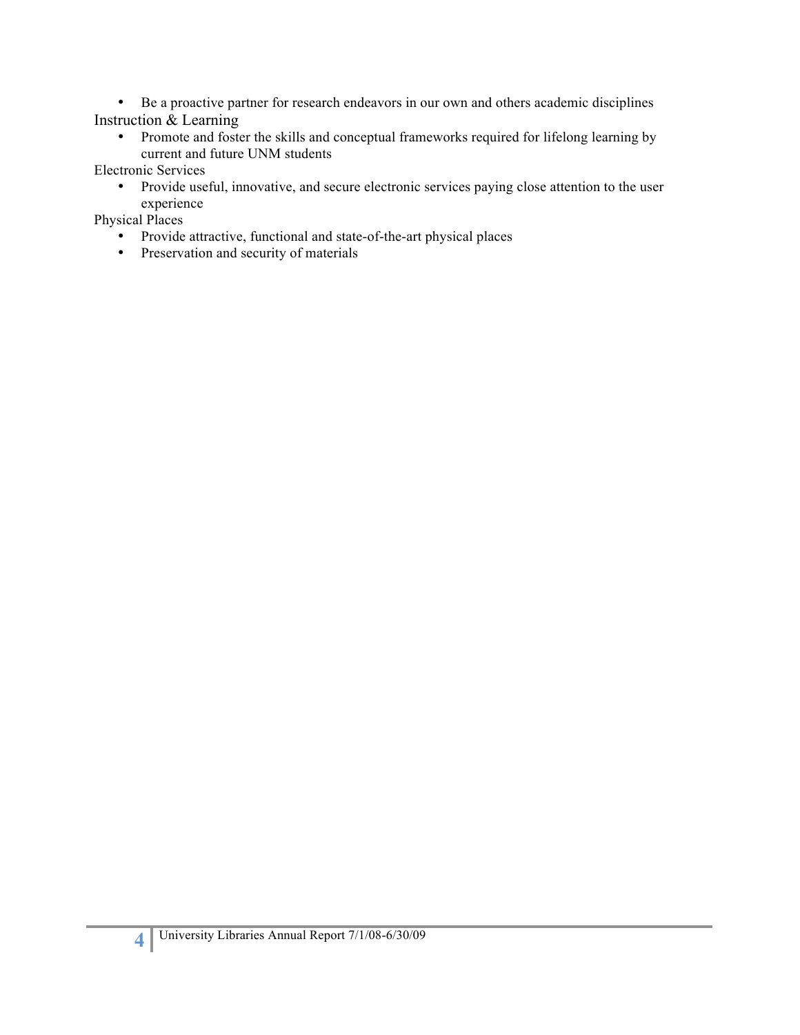- Be a proactive partner for research endeavors in our own and others academic disciplines

Instruction & Learning

- Promote and foster the skills and conceptual frameworks required for lifelong learning by current and future UNM students

Electronic Services

- Provide useful, innovative, and secure electronic services paying close attention to the user experience

Physical Places

- Provide attractive, functional and state-of-the-art physical places
- Preservation and security of materials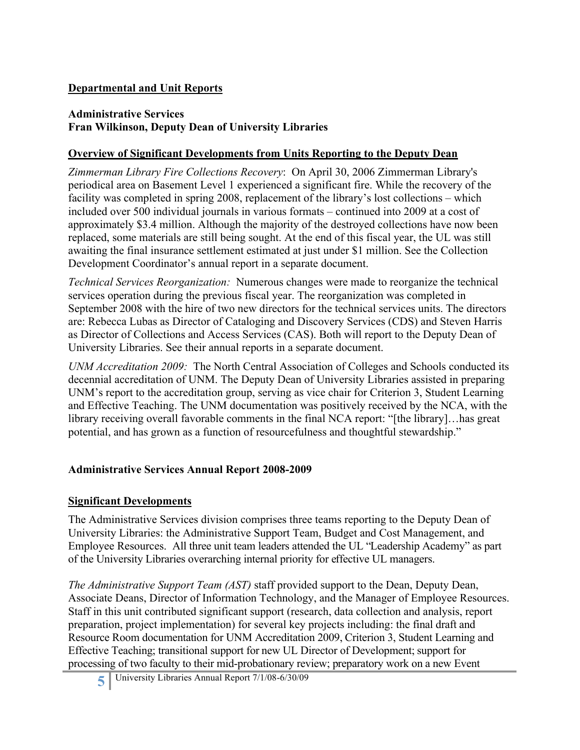## Departmental and Unit Reports

### Administrative Services
### Fran Wilkinson, Deputy Dean of University Libraries

**Overview of Significant Developments from Units Reporting to the Deputy Dean**

*Zimmerman Library Fire Collections Recovery*: On April 30, 2006 Zimmerman Library's periodical area on Basement Level 1 experienced a significant fire. While the recovery of the facility was completed in spring 2008, replacement of the library's lost collections – which included over 500 individual journals in various formats – continued into 2009 at a cost of approximately $3.4 million. Although the majority of the destroyed collections have now been replaced, some materials are still being sought. At the end of this fiscal year, the UL was still awaiting the final insurance settlement estimated at just under $1 million. See the Collection Development Coordinator's annual report in a separate document.

*Technical Services Reorganization:* Numerous changes were made to reorganize the technical services operation during the previous fiscal year. The reorganization was completed in September 2008 with the hire of two new directors for the technical services units. The directors are: Rebecca Lubas as Director of Cataloging and Discovery Services (CDS) and Steven Harris as Director of Collections and Access Services (CAS). Both will report to the Deputy Dean of University Libraries. See their annual reports in a separate document.

*UNM Accreditation 2009:* The North Central Association of Colleges and Schools conducted its decennial accreditation of UNM. The Deputy Dean of University Libraries assisted in preparing UNM's report to the accreditation group, serving as vice chair for Criterion 3, Student Learning and Effective Teaching. The UNM documentation was positively received by the NCA, with the library receiving overall favorable comments in the final NCA report: "[the library]…has great potential, and has grown as a function of resourcefulness and thoughtful stewardship."

### Administrative Services Annual Report 2008-2009

**Significant Developments**

The Administrative Services division comprises three teams reporting to the Deputy Dean of University Libraries: the Administrative Support Team, Budget and Cost Management, and Employee Resources. All three unit team leaders attended the UL "Leadership Academy" as part of the University Libraries overarching internal priority for effective UL managers.

*The Administrative Support Team (AST)* staff provided support to the Dean, Deputy Dean, Associate Deans, Director of Information Technology, and the Manager of Employee Resources. Staff in this unit contributed significant support (research, data collection and analysis, report preparation, project implementation) for several key projects including: the final draft and Resource Room documentation for UNM Accreditation 2009, Criterion 3, Student Learning and Effective Teaching; transitional support for new UL Director of Development; support for processing of two faculty to their mid-probationary review; preparatory work on a new Event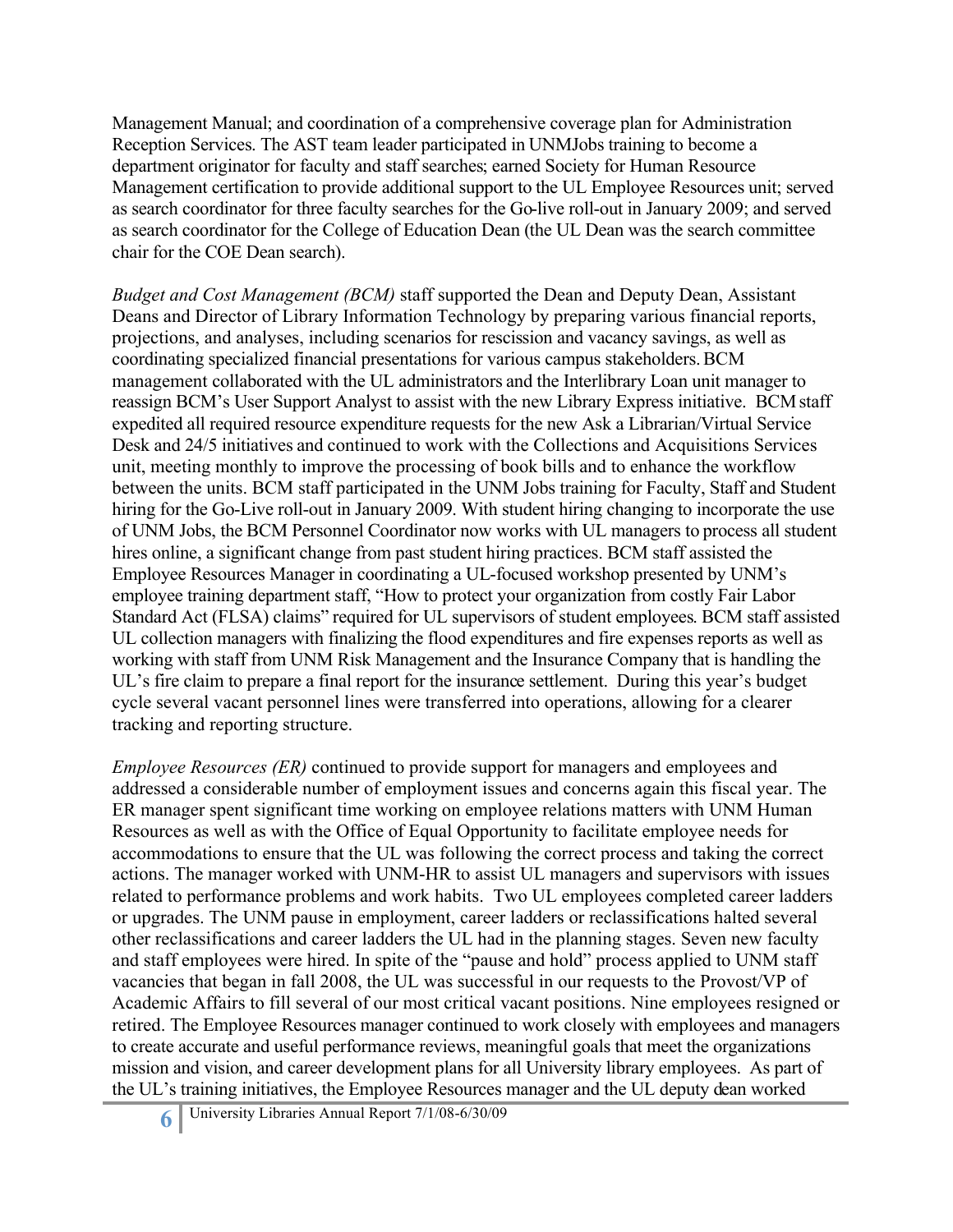Management Manual; and coordination of a comprehensive coverage plan for Administration Reception Services. The AST team leader participated in UNMJobs training to become a department originator for faculty and staff searches; earned Society for Human Resource Management certification to provide additional support to the UL Employee Resources unit; served as search coordinator for three faculty searches for the Go-live roll-out in January 2009; and served as search coordinator for the College of Education Dean (the UL Dean was the search committee chair for the COE Dean search).

*Budget and Cost Management (BCM)* staff supported the Dean and Deputy Dean, Assistant Deans and Director of Library Information Technology by preparing various financial reports, projections, and analyses, including scenarios for rescission and vacancy savings, as well as coordinating specialized financial presentations for various campus stakeholders. BCM management collaborated with the UL administrators and the Interlibrary Loan unit manager to reassign BCM's User Support Analyst to assist with the new Library Express initiative. BCM staff expedited all required resource expenditure requests for the new Ask a Librarian/Virtual Service Desk and 24/5 initiatives and continued to work with the Collections and Acquisitions Services unit, meeting monthly to improve the processing of book bills and to enhance the workflow between the units. BCM staff participated in the UNM Jobs training for Faculty, Staff and Student hiring for the Go-Live roll-out in January 2009. With student hiring changing to incorporate the use of UNM Jobs, the BCM Personnel Coordinator now works with UL managers to process all student hires online, a significant change from past student hiring practices. BCM staff assisted the Employee Resources Manager in coordinating a UL-focused workshop presented by UNM's employee training department staff, "How to protect your organization from costly Fair Labor Standard Act (FLSA) claims" required for UL supervisors of student employees. BCM staff assisted UL collection managers with finalizing the flood expenditures and fire expenses reports as well as working with staff from UNM Risk Management and the Insurance Company that is handling the UL's fire claim to prepare a final report for the insurance settlement. During this year's budget cycle several vacant personnel lines were transferred into operations, allowing for a clearer tracking and reporting structure.

*Employee Resources (ER)* continued to provide support for managers and employees and addressed a considerable number of employment issues and concerns again this fiscal year. The ER manager spent significant time working on employee relations matters with UNM Human Resources as well as with the Office of Equal Opportunity to facilitate employee needs for accommodations to ensure that the UL was following the correct process and taking the correct actions. The manager worked with UNM-HR to assist UL managers and supervisors with issues related to performance problems and work habits. Two UL employees completed career ladders or upgrades. The UNM pause in employment, career ladders or reclassifications halted several other reclassifications and career ladders the UL had in the planning stages. Seven new faculty and staff employees were hired. In spite of the "pause and hold" process applied to UNM staff vacancies that began in fall 2008, the UL was successful in our requests to the Provost/VP of Academic Affairs to fill several of our most critical vacant positions. Nine employees resigned or retired. The Employee Resources manager continued to work closely with employees and managers to create accurate and useful performance reviews, meaningful goals that meet the organizations mission and vision, and career development plans for all University library employees. As part of the UL's training initiatives, the Employee Resources manager and the UL deputy dean worked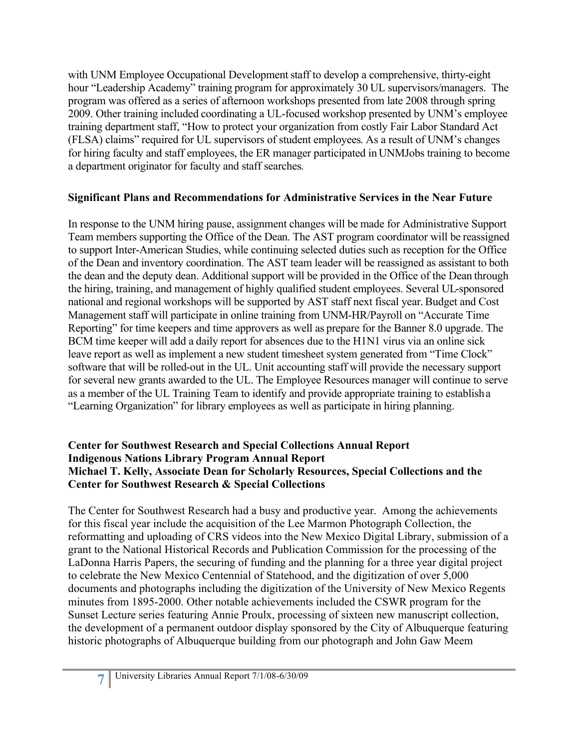with UNM Employee Occupational Development staff to develop a comprehensive, thirty-eight hour "Leadership Academy" training program for approximately 30 UL supervisors/managers. The program was offered as a series of afternoon workshops presented from late 2008 through spring 2009. Other training included coordinating a UL-focused workshop presented by UNM's employee training department staff, "How to protect your organization from costly Fair Labor Standard Act (FLSA) claims" required for UL supervisors of student employees. As a result of UNM's changes for hiring faculty and staff employees, the ER manager participated in UNMJobs training to become a department originator for faculty and staff searches.

**Significant Plans and Recommendations for Administrative Services in the Near Future**

In response to the UNM hiring pause, assignment changes will be made for Administrative Support Team members supporting the Office of the Dean. The AST program coordinator will be reassigned to support Inter-American Studies, while continuing selected duties such as reception for the Office of the Dean and inventory coordination. The AST team leader will be reassigned as assistant to both the dean and the deputy dean. Additional support will be provided in the Office of the Dean through the hiring, training, and management of highly qualified student employees. Several UL-sponsored national and regional workshops will be supported by AST staff next fiscal year. Budget and Cost Management staff will participate in online training from UNM-HR/Payroll on "Accurate Time Reporting" for time keepers and time approvers as well as prepare for the Banner 8.0 upgrade. The BCM time keeper will add a daily report for absences due to the H1N1 virus via an online sick leave report as well as implement a new student timesheet system generated from "Time Clock" software that will be rolled-out in the UL. Unit accounting staff will provide the necessary support for several new grants awarded to the UL. The Employee Resources manager will continue to serve as a member of the UL Training Team to identify and provide appropriate training to establish a "Learning Organization" for library employees as well as participate in hiring planning.

**Center for Southwest Research and Special Collections Annual Report**
**Indigenous Nations Library Program Annual Report**
**Michael T. Kelly, Associate Dean for Scholarly Resources, Special Collections and the Center for Southwest Research & Special Collections**

The Center for Southwest Research had a busy and productive year. Among the achievements for this fiscal year include the acquisition of the Lee Marmon Photograph Collection, the reformatting and uploading of CRS videos into the New Mexico Digital Library, submission of a grant to the National Historical Records and Publication Commission for the processing of the LaDonna Harris Papers, the securing of funding and the planning for a three year digital project to celebrate the New Mexico Centennial of Statehood, and the digitization of over 5,000 documents and photographs including the digitization of the University of New Mexico Regents minutes from 1895-2000. Other notable achievements included the CSWR program for the Sunset Lecture series featuring Annie Proulx, processing of sixteen new manuscript collection, the development of a permanent outdoor display sponsored by the City of Albuquerque featuring historic photographs of Albuquerque building from our photograph and John Gaw Meem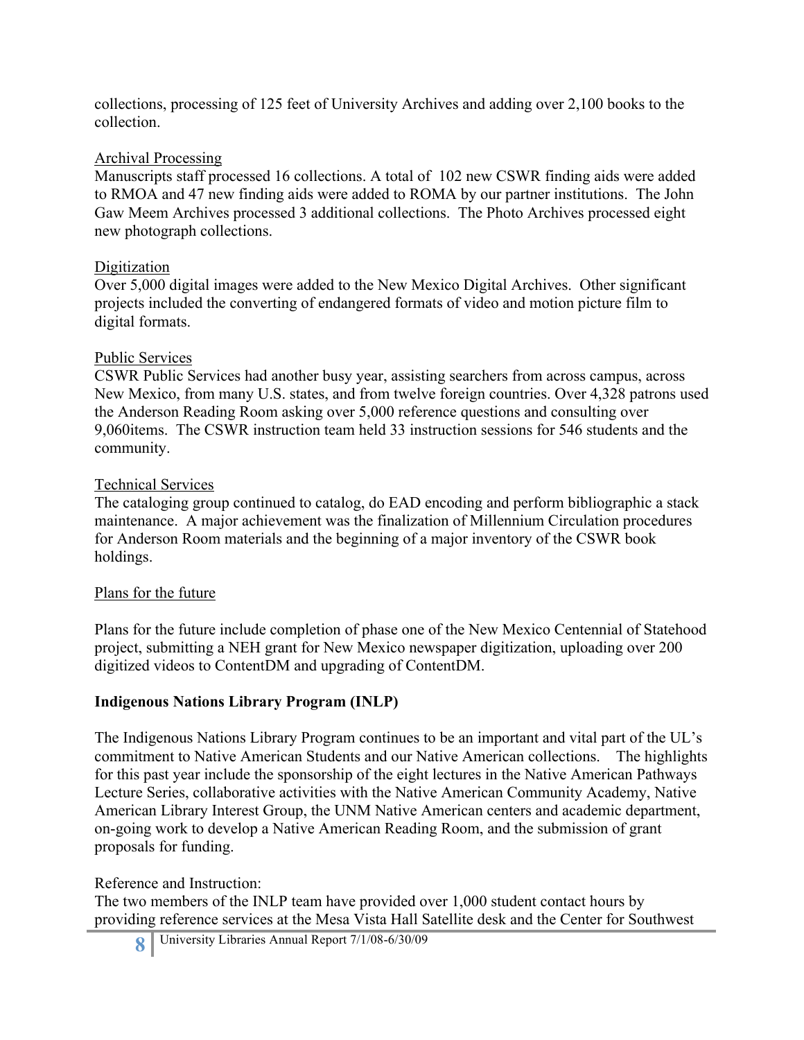collections, processing of 125 feet of University Archives and adding over 2,100 books to the collection.

Archival Processing

Manuscripts staff processed 16 collections. A total of 102 new CSWR finding aids were added to RMOA and 47 new finding aids were added to ROMA by our partner institutions. The John Gaw Meem Archives processed 3 additional collections. The Photo Archives processed eight new photograph collections.

Digitization

Over 5,000 digital images were added to the New Mexico Digital Archives. Other significant projects included the converting of endangered formats of video and motion picture film to digital formats.

Public Services

CSWR Public Services had another busy year, assisting searchers from across campus, across New Mexico, from many U.S. states, and from twelve foreign countries. Over 4,328 patrons used the Anderson Reading Room asking over 5,000 reference questions and consulting over 9,060items. The CSWR instruction team held 33 instruction sessions for 546 students and the community.

Technical Services

The cataloging group continued to catalog, do EAD encoding and perform bibliographic a stack maintenance. A major achievement was the finalization of Millennium Circulation procedures for Anderson Room materials and the beginning of a major inventory of the CSWR book holdings.

Plans for the future

Plans for the future include completion of phase one of the New Mexico Centennial of Statehood project, submitting a NEH grant for New Mexico newspaper digitization, uploading over 200 digitized videos to ContentDM and upgrading of ContentDM.

**Indigenous Nations Library Program (INLP)**

The Indigenous Nations Library Program continues to be an important and vital part of the UL's commitment to Native American Students and our Native American collections. The highlights for this past year include the sponsorship of the eight lectures in the Native American Pathways Lecture Series, collaborative activities with the Native American Community Academy, Native American Library Interest Group, the UNM Native American centers and academic department, on-going work to develop a Native American Reading Room, and the submission of grant proposals for funding.

Reference and Instruction:

The two members of the INLP team have provided over 1,000 student contact hours by providing reference services at the Mesa Vista Hall Satellite desk and the Center for Southwest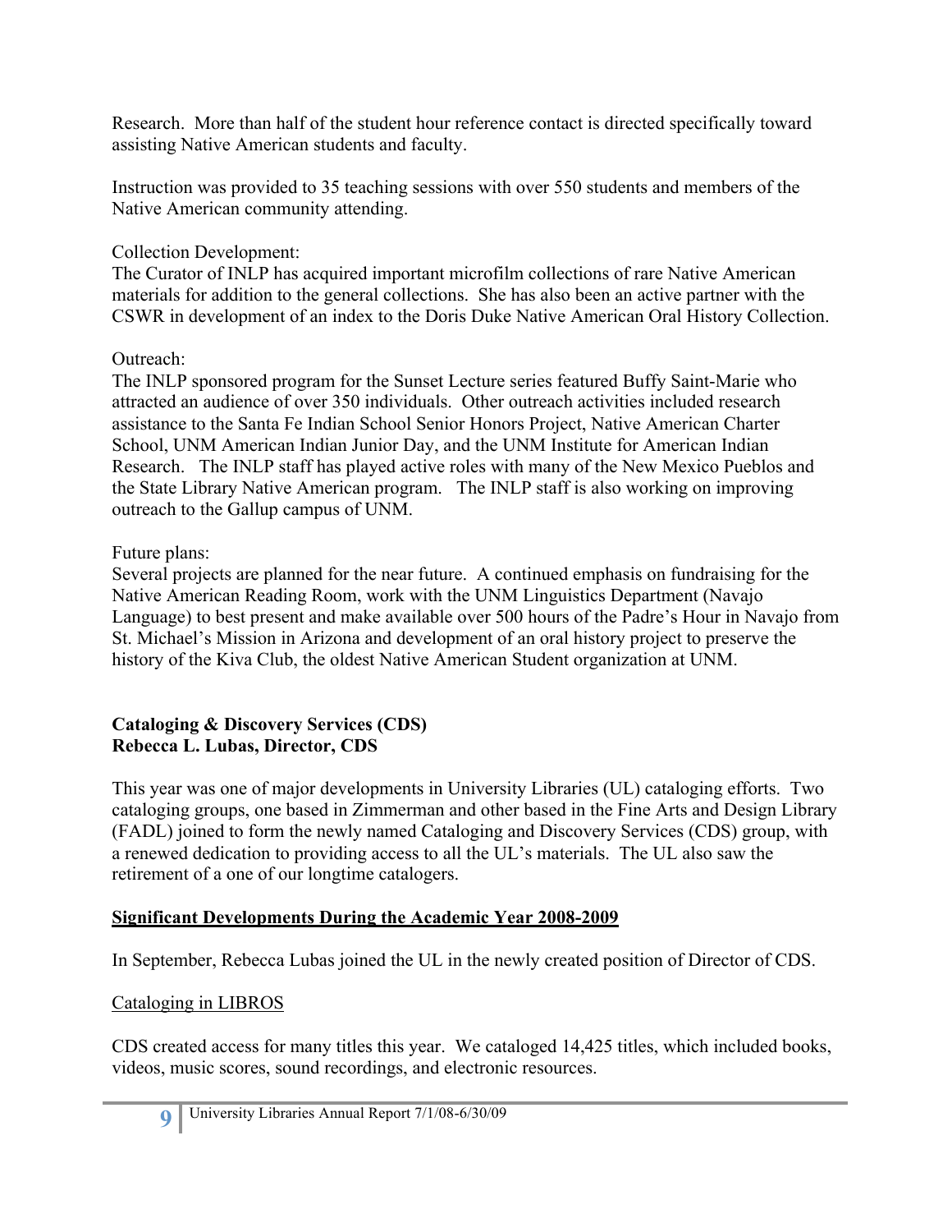Research. More than half of the student hour reference contact is directed specifically toward assisting Native American students and faculty.

Instruction was provided to 35 teaching sessions with over 550 students and members of the Native American community attending.

Collection Development:
The Curator of INLP has acquired important microfilm collections of rare Native American materials for addition to the general collections. She has also been an active partner with the CSWR in development of an index to the Doris Duke Native American Oral History Collection.

Outreach:
The INLP sponsored program for the Sunset Lecture series featured Buffy Saint-Marie who attracted an audience of over 350 individuals. Other outreach activities included research assistance to the Santa Fe Indian School Senior Honors Project, Native American Charter School, UNM American Indian Junior Day, and the UNM Institute for American Indian Research. The INLP staff has played active roles with many of the New Mexico Pueblos and the State Library Native American program. The INLP staff is also working on improving outreach to the Gallup campus of UNM.

Future plans:
Several projects are planned for the near future. A continued emphasis on fundraising for the Native American Reading Room, work with the UNM Linguistics Department (Navajo Language) to best present and make available over 500 hours of the Padre's Hour in Navajo from St. Michael's Mission in Arizona and development of an oral history project to preserve the history of the Kiva Club, the oldest Native American Student organization at UNM.

**Cataloging & Discovery Services (CDS)**
**Rebecca L. Lubas, Director, CDS**

This year was one of major developments in University Libraries (UL) cataloging efforts. Two cataloging groups, one based in Zimmerman and other based in the Fine Arts and Design Library (FADL) joined to form the newly named Cataloging and Discovery Services (CDS) group, with a renewed dedication to providing access to all the UL's materials. The UL also saw the retirement of a one of our longtime catalogers.

**Significant Developments During the Academic Year 2008-2009**

In September, Rebecca Lubas joined the UL in the newly created position of Director of CDS.

Cataloging in LIBROS

CDS created access for many titles this year. We cataloged 14,425 titles, which included books, videos, music scores, sound recordings, and electronic resources.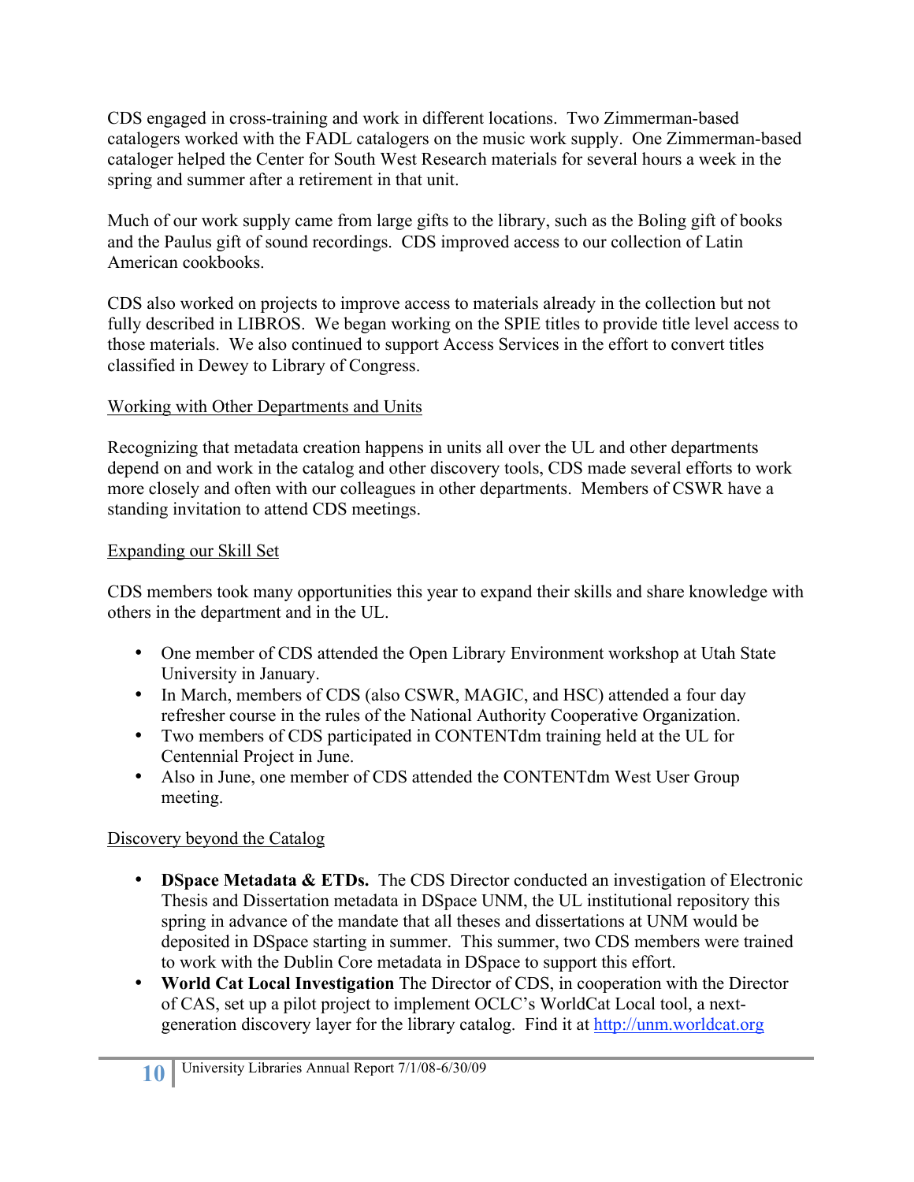CDS engaged in cross-training and work in different locations. Two Zimmerman-based catalogers worked with the FADL catalogers on the music work supply. One Zimmerman-based cataloger helped the Center for South West Research materials for several hours a week in the spring and summer after a retirement in that unit.

Much of our work supply came from large gifts to the library, such as the Boling gift of books and the Paulus gift of sound recordings. CDS improved access to our collection of Latin American cookbooks.

CDS also worked on projects to improve access to materials already in the collection but not fully described in LIBROS. We began working on the SPIE titles to provide title level access to those materials. We also continued to support Access Services in the effort to convert titles classified in Dewey to Library of Congress.

<u>Working with Other Departments and Units</u>

Recognizing that metadata creation happens in units all over the UL and other departments depend on and work in the catalog and other discovery tools, CDS made several efforts to work more closely and often with our colleagues in other departments. Members of CSWR have a standing invitation to attend CDS meetings.

<u>Expanding our Skill Set</u>

CDS members took many opportunities this year to expand their skills and share knowledge with others in the department and in the UL.

- One member of CDS attended the Open Library Environment workshop at Utah State University in January.
- In March, members of CDS (also CSWR, MAGIC, and HSC) attended a four day refresher course in the rules of the National Authority Cooperative Organization.
- Two members of CDS participated in CONTENTdm training held at the UL for Centennial Project in June.
- Also in June, one member of CDS attended the CONTENTdm West User Group meeting.

<u>Discovery beyond the Catalog</u>

- **DSpace Metadata & ETDs.** The CDS Director conducted an investigation of Electronic Thesis and Dissertation metadata in DSpace UNM, the UL institutional repository this spring in advance of the mandate that all theses and dissertations at UNM would be deposited in DSpace starting in summer. This summer, two CDS members were trained to work with the Dublin Core metadata in DSpace to support this effort.
- **World Cat Local Investigation** The Director of CDS, in cooperation with the Director of CAS, set up a pilot project to implement OCLC's WorldCat Local tool, a next-generation discovery layer for the library catalog. Find it at [http://unm.worldcat.org](http://unm.worldcat.org)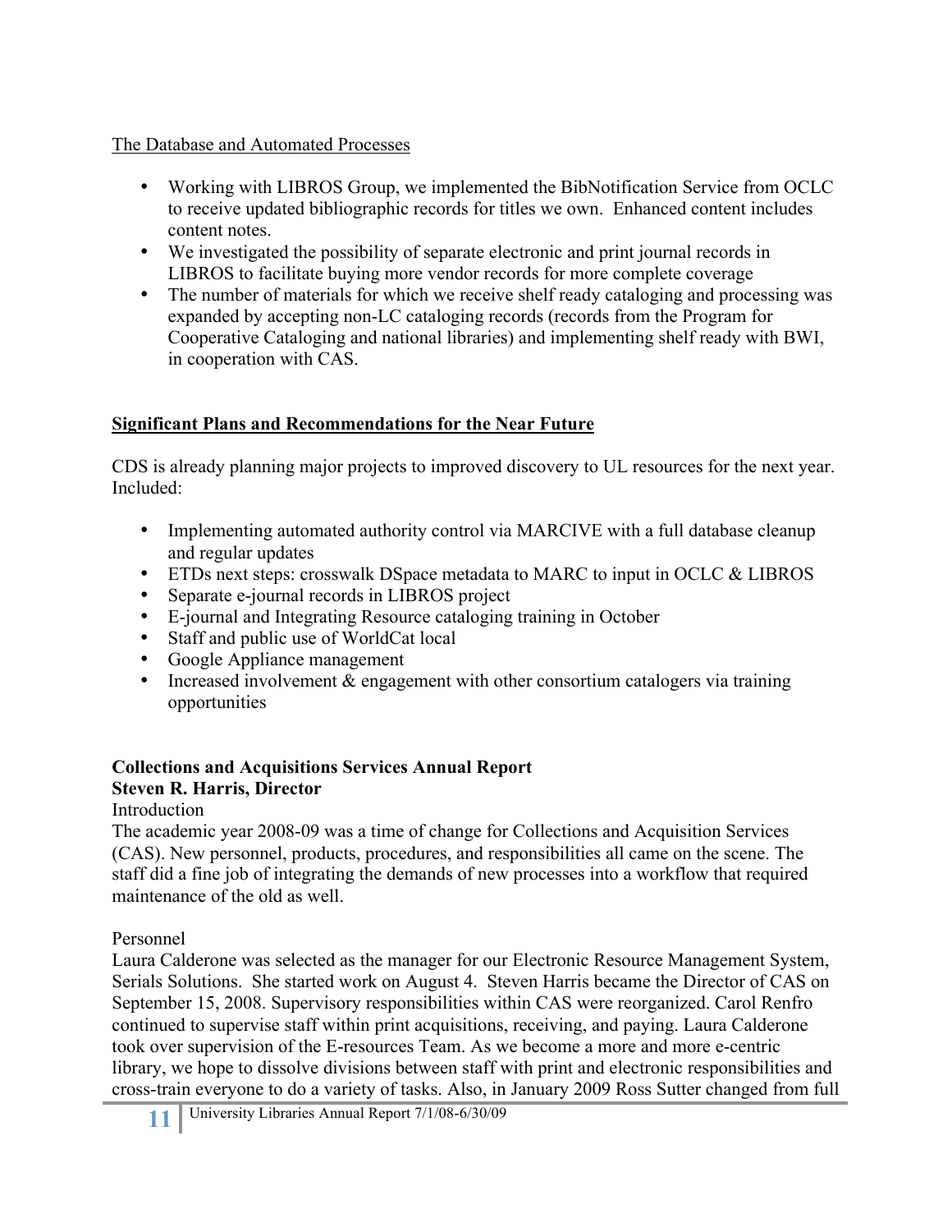The Database and Automated Processes

- Working with LIBROS Group, we implemented the BibNotification Service from OCLC to receive updated bibliographic records for titles we own. Enhanced content includes content notes.
- We investigated the possibility of separate electronic and print journal records in LIBROS to facilitate buying more vendor records for more complete coverage
- The number of materials for which we receive shelf ready cataloging and processing was expanded by accepting non-LC cataloging records (records from the Program for Cooperative Cataloging and national libraries) and implementing shelf ready with BWI, in cooperation with CAS.

## Significant Plans and Recommendations for the Near Future

CDS is already planning major projects to improved discovery to UL resources for the next year. Included:

- Implementing automated authority control via MARCIVE with a full database cleanup and regular updates
- ETDs next steps: crosswalk DSpace metadata to MARC to input in OCLC & LIBROS
- Separate e-journal records in LIBROS project
- E-journal and Integrating Resource cataloging training in October
- Staff and public use of WorldCat local
- Google Appliance management
- Increased involvement & engagement with other consortium catalogers via training opportunities

## Collections and Acquisitions Services Annual Report
**Steven R. Harris, Director**

Introduction

The academic year 2008-09 was a time of change for Collections and Acquisition Services (CAS). New personnel, products, procedures, and responsibilities all came on the scene. The staff did a fine job of integrating the demands of new processes into a workflow that required maintenance of the old as well.

Personnel

Laura Calderone was selected as the manager for our Electronic Resource Management System, Serials Solutions. She started work on August 4. Steven Harris became the Director of CAS on September 15, 2008. Supervisory responsibilities within CAS were reorganized. Carol Renfro continued to supervise staff within print acquisitions, receiving, and paying. Laura Calderone took over supervision of the E-resources Team. As we become a more and more e-centric library, we hope to dissolve divisions between staff with print and electronic responsibilities and cross-train everyone to do a variety of tasks. Also, in January 2009 Ross Sutter changed from full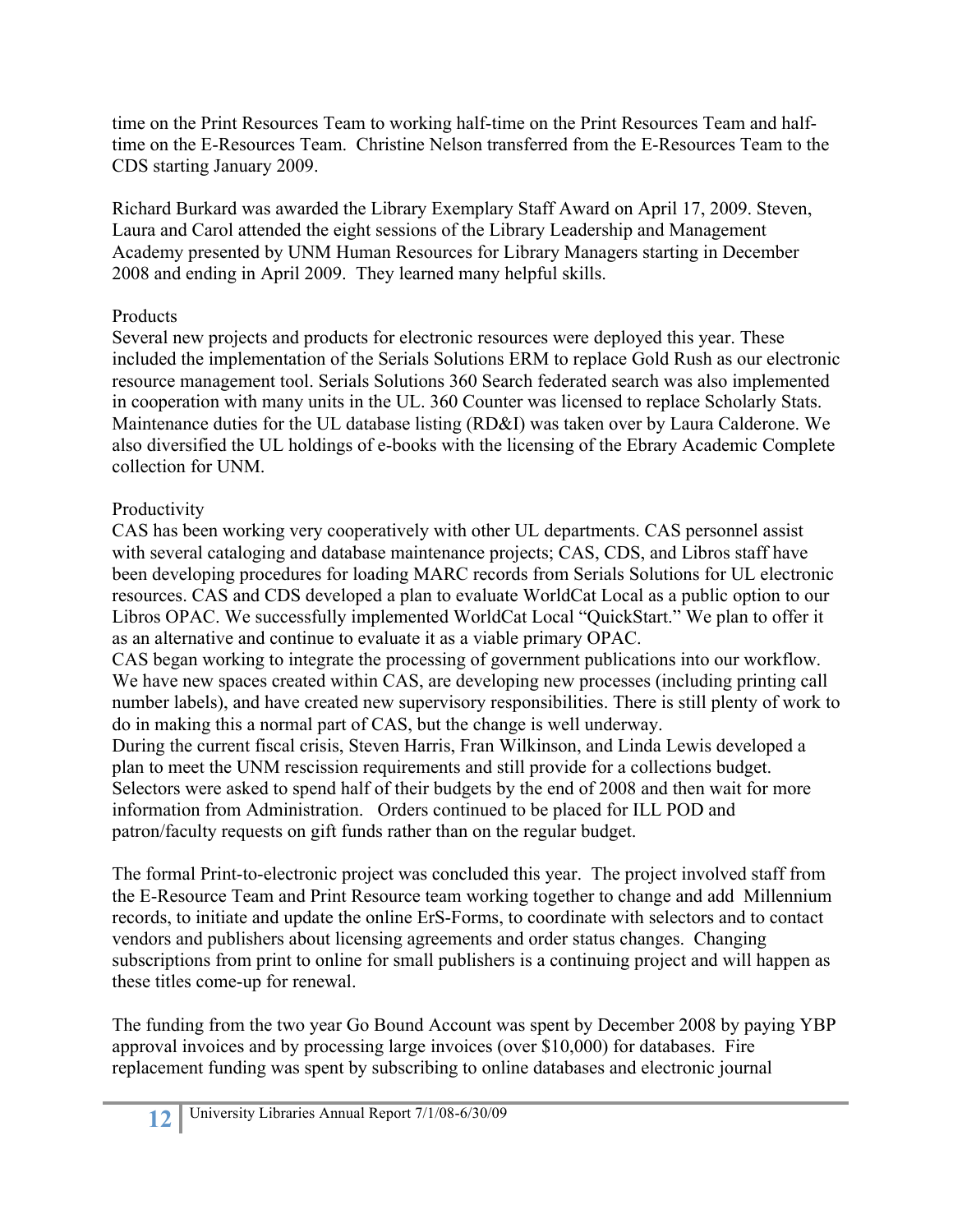time on the Print Resources Team to working half-time on the Print Resources Team and half-time on the E-Resources Team. Christine Nelson transferred from the E-Resources Team to the CDS starting January 2009.

Richard Burkard was awarded the Library Exemplary Staff Award on April 17, 2009. Steven, Laura and Carol attended the eight sessions of the Library Leadership and Management Academy presented by UNM Human Resources for Library Managers starting in December 2008 and ending in April 2009. They learned many helpful skills.

Products

Several new projects and products for electronic resources were deployed this year. These included the implementation of the Serials Solutions ERM to replace Gold Rush as our electronic resource management tool. Serials Solutions 360 Search federated search was also implemented in cooperation with many units in the UL. 360 Counter was licensed to replace Scholarly Stats. Maintenance duties for the UL database listing (RD&I) was taken over by Laura Calderone. We also diversified the UL holdings of e-books with the licensing of the Ebrary Academic Complete collection for UNM.

Productivity

CAS has been working very cooperatively with other UL departments. CAS personnel assist with several cataloging and database maintenance projects; CAS, CDS, and Libros staff have been developing procedures for loading MARC records from Serials Solutions for UL electronic resources. CAS and CDS developed a plan to evaluate WorldCat Local as a public option to our Libros OPAC. We successfully implemented WorldCat Local "QuickStart." We plan to offer it as an alternative and continue to evaluate it as a viable primary OPAC.

CAS began working to integrate the processing of government publications into our workflow. We have new spaces created within CAS, are developing new processes (including printing call number labels), and have created new supervisory responsibilities. There is still plenty of work to do in making this a normal part of CAS, but the change is well underway.

During the current fiscal crisis, Steven Harris, Fran Wilkinson, and Linda Lewis developed a plan to meet the UNM rescission requirements and still provide for a collections budget. Selectors were asked to spend half of their budgets by the end of 2008 and then wait for more information from Administration. Orders continued to be placed for ILL POD and patron/faculty requests on gift funds rather than on the regular budget.

The formal Print-to-electronic project was concluded this year. The project involved staff from the E-Resource Team and Print Resource team working together to change and add Millennium records, to initiate and update the online ErS-Forms, to coordinate with selectors and to contact vendors and publishers about licensing agreements and order status changes. Changing subscriptions from print to online for small publishers is a continuing project and will happen as these titles come-up for renewal.

The funding from the two year Go Bound Account was spent by December 2008 by paying YBP approval invoices and by processing large invoices (over $10,000) for databases. Fire replacement funding was spent by subscribing to online databases and electronic journal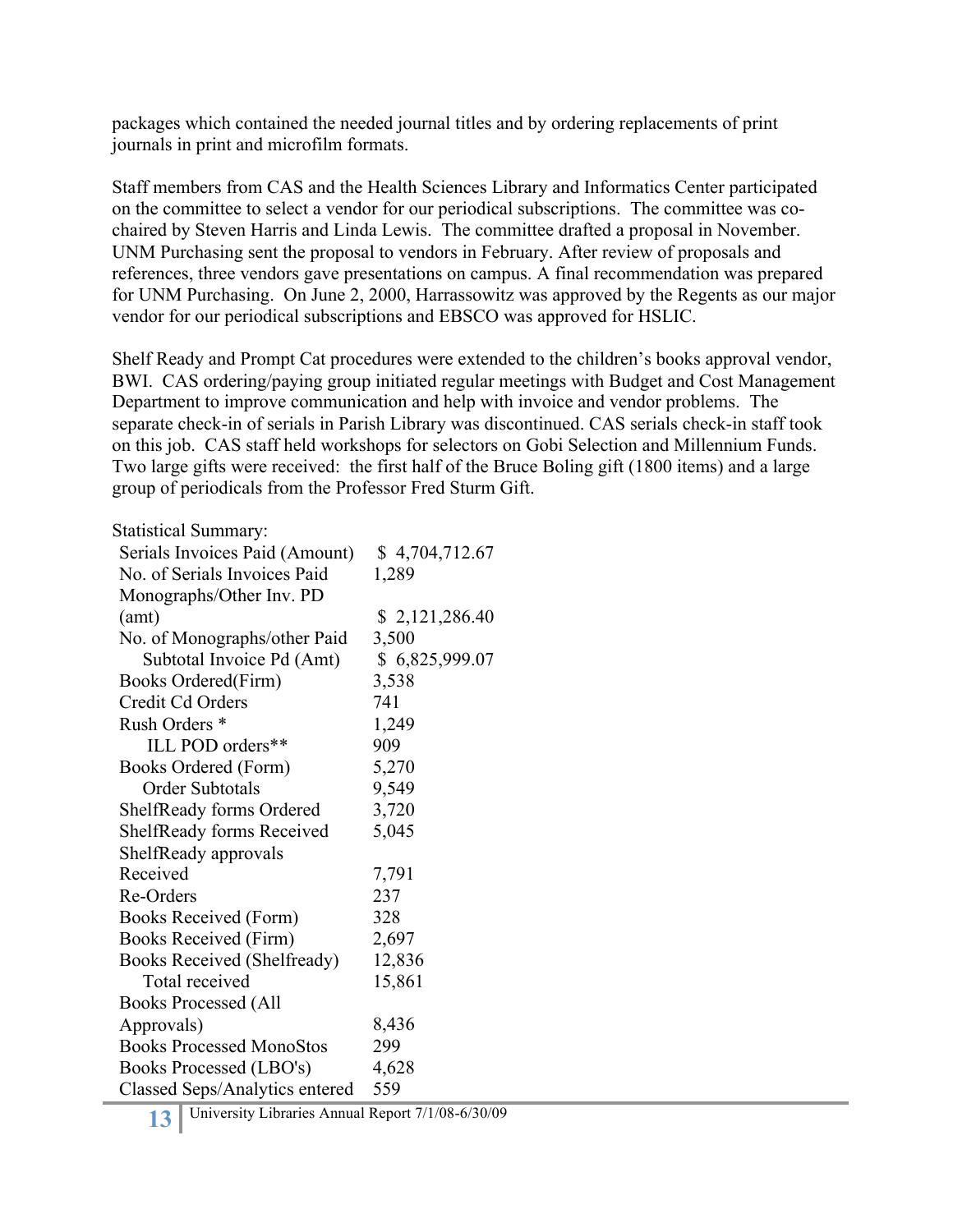packages which contained the needed journal titles and by ordering replacements of print journals in print and microfilm formats.

Staff members from CAS and the Health Sciences Library and Informatics Center participated on the committee to select a vendor for our periodical subscriptions. The committee was co-chaired by Steven Harris and Linda Lewis. The committee drafted a proposal in November. UNM Purchasing sent the proposal to vendors in February. After review of proposals and references, three vendors gave presentations on campus. A final recommendation was prepared for UNM Purchasing. On June 2, 2000, Harrassowitz was approved by the Regents as our major vendor for our periodical subscriptions and EBSCO was approved for HSLIC.

Shelf Ready and Prompt Cat procedures were extended to the children's books approval vendor, BWI. CAS ordering/paying group initiated regular meetings with Budget and Cost Management Department to improve communication and help with invoice and vendor problems. The separate check-in of serials in Parish Library was discontinued. CAS serials check-in staff took on this job. CAS staff held workshops for selectors on Gobi Selection and Millennium Funds. Two large gifts were received: the first half of the Bruce Boling gift (1800 items) and a large group of periodicals from the Professor Fred Sturm Gift.

Statistical Summary:

| | |
|---|---|
| Serials Invoices Paid (Amount) | $ 4,704,712.67 |
| No. of Serials Invoices Paid | 1,289 |
| Monographs/Other Inv. PD (amt) | $ 2,121,286.40 |
| No. of Monographs/other Paid | 3,500 |
| Subtotal Invoice Pd (Amt) | $ 6,825,999.07 |
| Books Ordered(Firm) | 3,538 |
| Credit Cd Orders | 741 |
| Rush Orders * | 1,249 |
| ILL POD orders** | 909 |
| Books Ordered (Form) | 5,270 |
| Order Subtotals | 9,549 |
| ShelfReady forms Ordered | 3,720 |
| ShelfReady forms Received | 5,045 |
| ShelfReady approvals Received | 7,791 |
| Re-Orders | 237 |
| Books Received (Form) | 328 |
| Books Received (Firm) | 2,697 |
| Books Received (Shelfready) | 12,836 |
| Total received | 15,861 |
| Books Processed (All Approvals) | 8,436 |
| Books Processed MonoStos | 299 |
| Books Processed (LBO's) | 4,628 |
| Classed Seps/Analytics entered | 559 |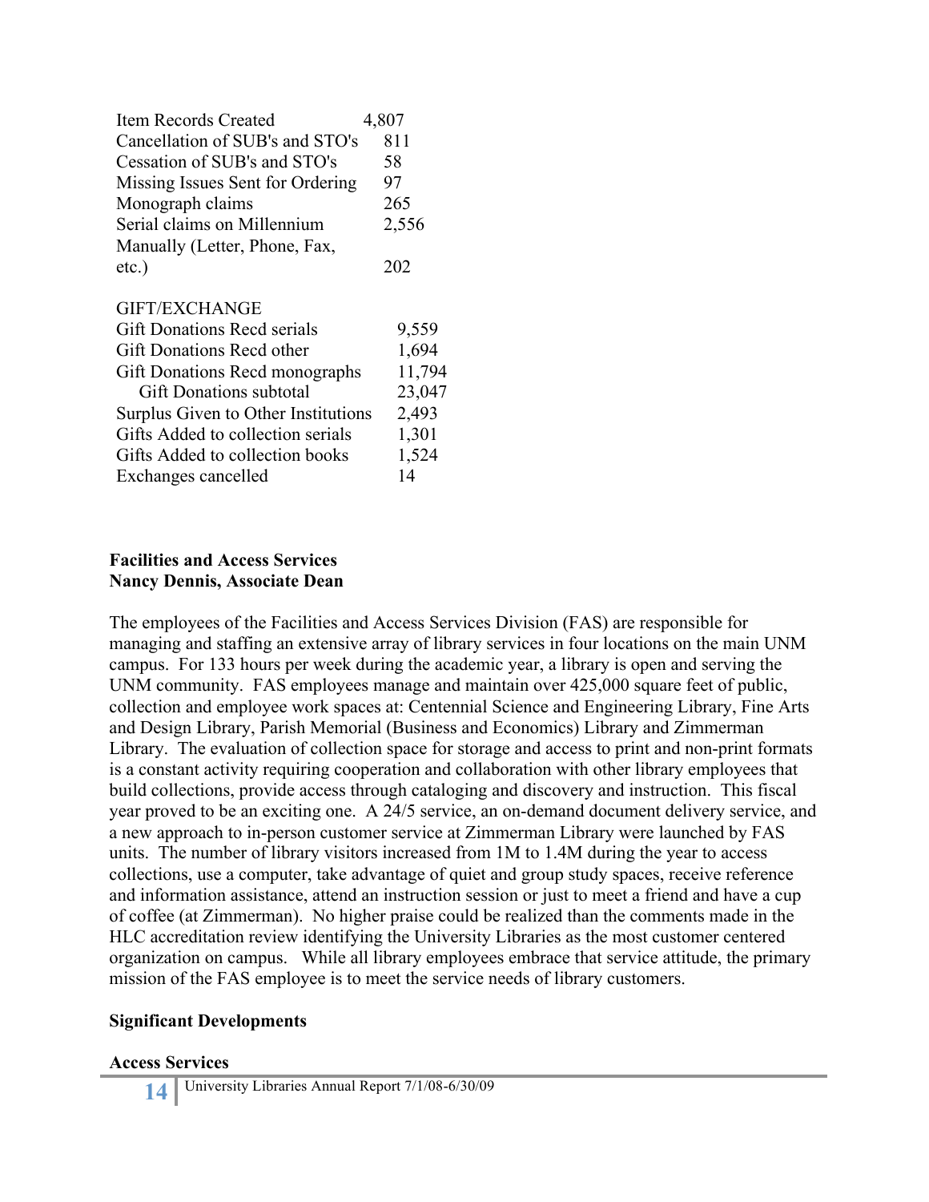| | |
|---|---|
| Item Records Created | 4,807 |
| Cancellation of SUB's and STO's | 811 |
| Cessation of SUB's and STO's | 58 |
| Missing Issues Sent for Ordering | 97 |
| Monograph claims | 265 |
| Serial claims on Millennium | 2,556 |
| Manually (Letter, Phone, Fax, etc.) | 202 |

| GIFT/EXCHANGE | |
|---|---|
| Gift Donations Recd serials | 9,559 |
| Gift Donations Recd other | 1,694 |
| Gift Donations Recd monographs | 11,794 |
| Gift Donations subtotal | 23,047 |
| Surplus Given to Other Institutions | 2,493 |
| Gifts Added to collection serials | 1,301 |
| Gifts Added to collection books | 1,524 |
| Exchanges cancelled | 14 |

**Facilities and Access Services**
**Nancy Dennis, Associate Dean**

The employees of the Facilities and Access Services Division (FAS) are responsible for managing and staffing an extensive array of library services in four locations on the main UNM campus. For 133 hours per week during the academic year, a library is open and serving the UNM community. FAS employees manage and maintain over 425,000 square feet of public, collection and employee work spaces at: Centennial Science and Engineering Library, Fine Arts and Design Library, Parish Memorial (Business and Economics) Library and Zimmerman Library. The evaluation of collection space for storage and access to print and non-print formats is a constant activity requiring cooperation and collaboration with other library employees that build collections, provide access through cataloging and discovery and instruction. This fiscal year proved to be an exciting one. A 24/5 service, an on-demand document delivery service, and a new approach to in-person customer service at Zimmerman Library were launched by FAS units. The number of library visitors increased from 1M to 1.4M during the year to access collections, use a computer, take advantage of quiet and group study spaces, receive reference and information assistance, attend an instruction session or just to meet a friend and have a cup of coffee (at Zimmerman). No higher praise could be realized than the comments made in the HLC accreditation review identifying the University Libraries as the most customer centered organization on campus. While all library employees embrace that service attitude, the primary mission of the FAS employee is to meet the service needs of library customers.

**Significant Developments**

**Access Services**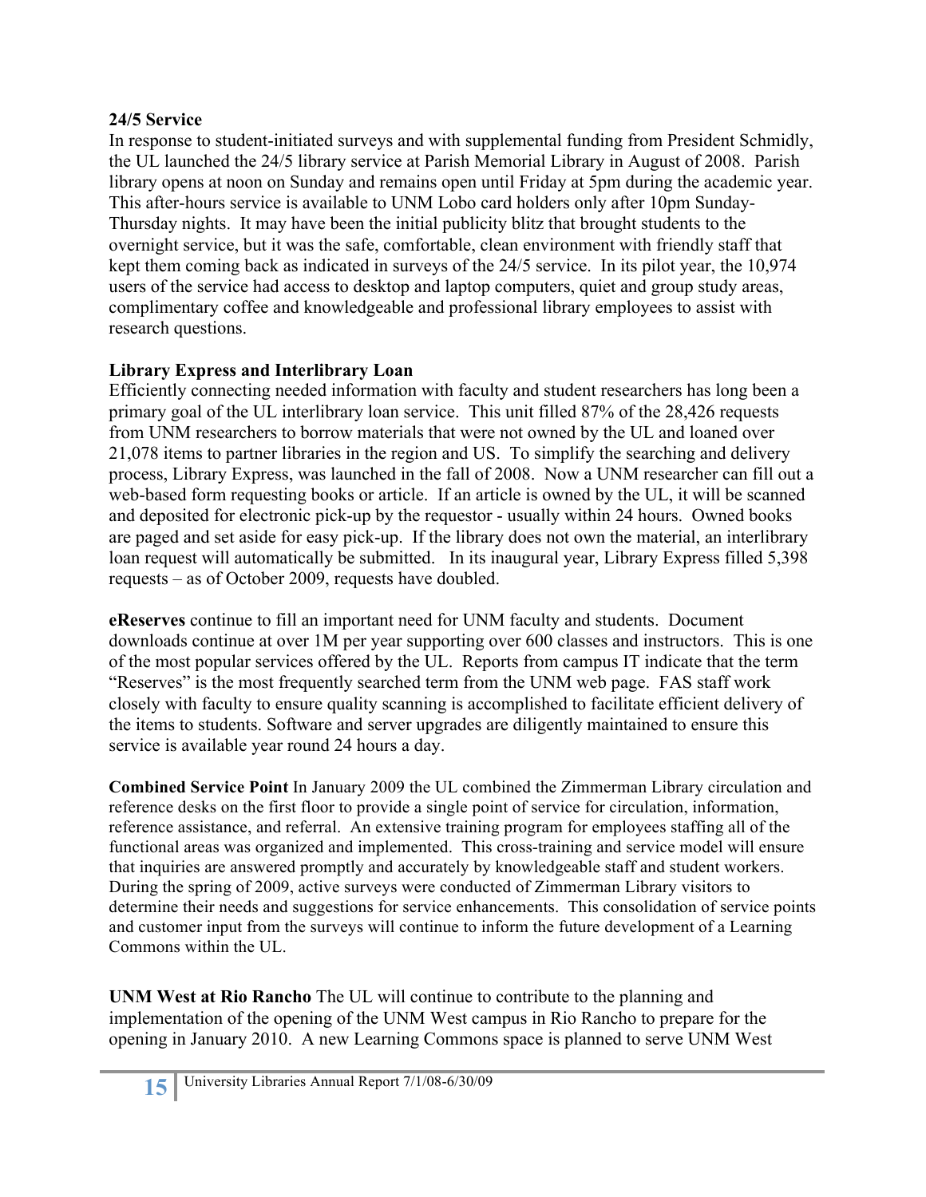**24/5 Service**

In response to student-initiated surveys and with supplemental funding from President Schmidly, the UL launched the 24/5 library service at Parish Memorial Library in August of 2008. Parish library opens at noon on Sunday and remains open until Friday at 5pm during the academic year. This after-hours service is available to UNM Lobo card holders only after 10pm Sunday-Thursday nights. It may have been the initial publicity blitz that brought students to the overnight service, but it was the safe, comfortable, clean environment with friendly staff that kept them coming back as indicated in surveys of the 24/5 service. In its pilot year, the 10,974 users of the service had access to desktop and laptop computers, quiet and group study areas, complimentary coffee and knowledgeable and professional library employees to assist with research questions.

**Library Express and Interlibrary Loan**

Efficiently connecting needed information with faculty and student researchers has long been a primary goal of the UL interlibrary loan service. This unit filled 87% of the 28,426 requests from UNM researchers to borrow materials that were not owned by the UL and loaned over 21,078 items to partner libraries in the region and US. To simplify the searching and delivery process, Library Express, was launched in the fall of 2008. Now a UNM researcher can fill out a web-based form requesting books or article. If an article is owned by the UL, it will be scanned and deposited for electronic pick-up by the requestor - usually within 24 hours. Owned books are paged and set aside for easy pick-up. If the library does not own the material, an interlibrary loan request will automatically be submitted. In its inaugural year, Library Express filled 5,398 requests – as of October 2009, requests have doubled.

**eReserves** continue to fill an important need for UNM faculty and students. Document downloads continue at over 1M per year supporting over 600 classes and instructors. This is one of the most popular services offered by the UL. Reports from campus IT indicate that the term "Reserves" is the most frequently searched term from the UNM web page. FAS staff work closely with faculty to ensure quality scanning is accomplished to facilitate efficient delivery of the items to students. Software and server upgrades are diligently maintained to ensure this service is available year round 24 hours a day.

**Combined Service Point** In January 2009 the UL combined the Zimmerman Library circulation and reference desks on the first floor to provide a single point of service for circulation, information, reference assistance, and referral. An extensive training program for employees staffing all of the functional areas was organized and implemented. This cross-training and service model will ensure that inquiries are answered promptly and accurately by knowledgeable staff and student workers. During the spring of 2009, active surveys were conducted of Zimmerman Library visitors to determine their needs and suggestions for service enhancements. This consolidation of service points and customer input from the surveys will continue to inform the future development of a Learning Commons within the UL.

**UNM West at Rio Rancho** The UL will continue to contribute to the planning and implementation of the opening of the UNM West campus in Rio Rancho to prepare for the opening in January 2010. A new Learning Commons space is planned to serve UNM West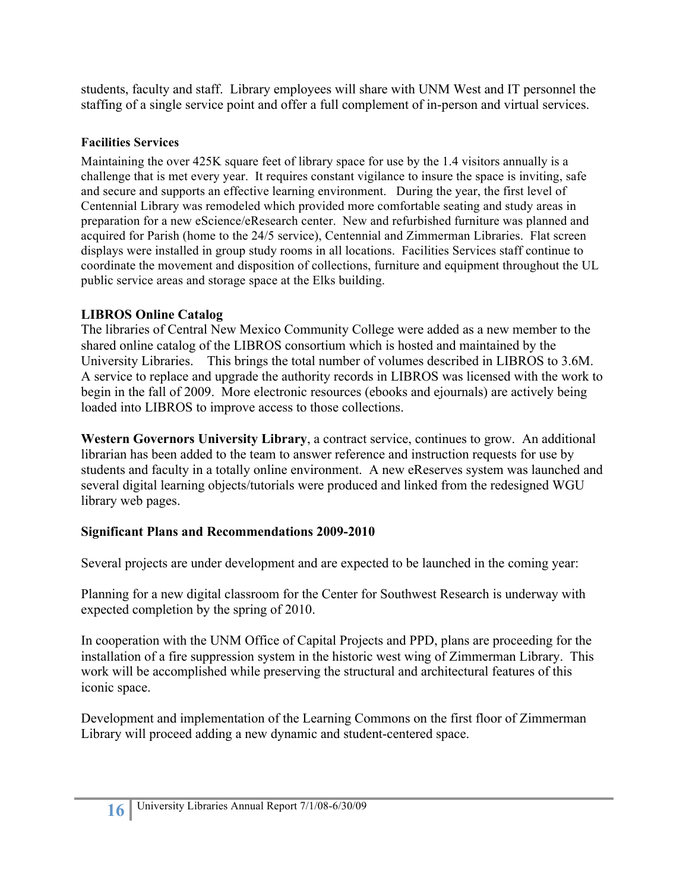students, faculty and staff. Library employees will share with UNM West and IT personnel the staffing of a single service point and offer a full complement of in-person and virtual services.

**Facilities Services**

Maintaining the over 425K square feet of library space for use by the 1.4 visitors annually is a challenge that is met every year. It requires constant vigilance to insure the space is inviting, safe and secure and supports an effective learning environment. During the year, the first level of Centennial Library was remodeled which provided more comfortable seating and study areas in preparation for a new eScience/eResearch center. New and refurbished furniture was planned and acquired for Parish (home to the 24/5 service), Centennial and Zimmerman Libraries. Flat screen displays were installed in group study rooms in all locations. Facilities Services staff continue to coordinate the movement and disposition of collections, furniture and equipment throughout the UL public service areas and storage space at the Elks building.

**LIBROS Online Catalog**

The libraries of Central New Mexico Community College were added as a new member to the shared online catalog of the LIBROS consortium which is hosted and maintained by the University Libraries. This brings the total number of volumes described in LIBROS to 3.6M. A service to replace and upgrade the authority records in LIBROS was licensed with the work to begin in the fall of 2009. More electronic resources (ebooks and ejournals) are actively being loaded into LIBROS to improve access to those collections.

**Western Governors University Library**, a contract service, continues to grow. An additional librarian has been added to the team to answer reference and instruction requests for use by students and faculty in a totally online environment. A new eReserves system was launched and several digital learning objects/tutorials were produced and linked from the redesigned WGU library web pages.

**Significant Plans and Recommendations 2009-2010**

Several projects are under development and are expected to be launched in the coming year:

Planning for a new digital classroom for the Center for Southwest Research is underway with expected completion by the spring of 2010.

In cooperation with the UNM Office of Capital Projects and PPD, plans are proceeding for the installation of a fire suppression system in the historic west wing of Zimmerman Library. This work will be accomplished while preserving the structural and architectural features of this iconic space.

Development and implementation of the Learning Commons on the first floor of Zimmerman Library will proceed adding a new dynamic and student-centered space.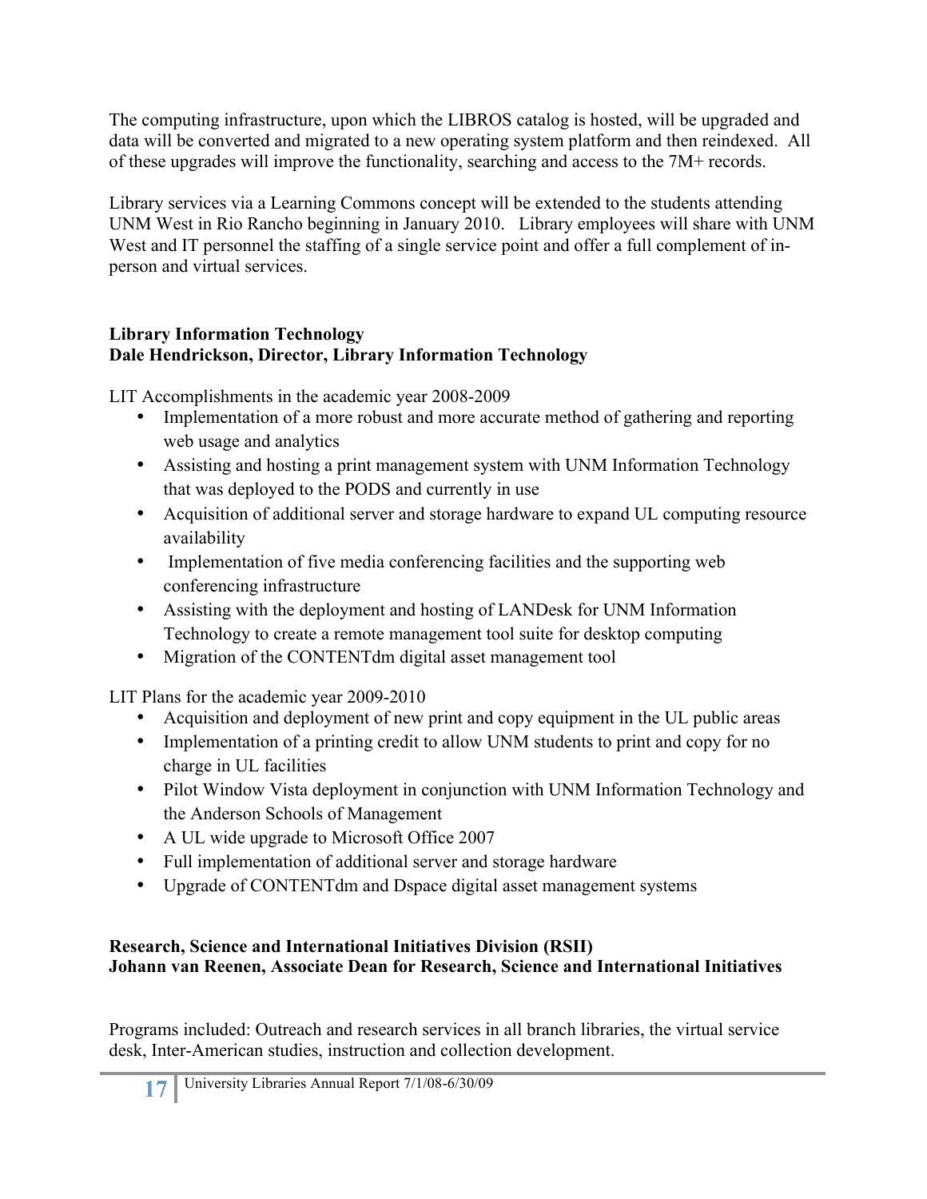The computing infrastructure, upon which the LIBROS catalog is hosted, will be upgraded and data will be converted and migrated to a new operating system platform and then reindexed. All of these upgrades will improve the functionality, searching and access to the 7M+ records.

Library services via a Learning Commons concept will be extended to the students attending UNM West in Rio Rancho beginning in January 2010. Library employees will share with UNM West and IT personnel the staffing of a single service point and offer a full complement of in-person and virtual services.

**Library Information Technology**
**Dale Hendrickson, Director, Library Information Technology**

LIT Accomplishments in the academic year 2008-2009

- Implementation of a more robust and more accurate method of gathering and reporting web usage and analytics
- Assisting and hosting a print management system with UNM Information Technology that was deployed to the PODS and currently in use
- Acquisition of additional server and storage hardware to expand UL computing resource availability
- Implementation of five media conferencing facilities and the supporting web conferencing infrastructure
- Assisting with the deployment and hosting of LANDesk for UNM Information Technology to create a remote management tool suite for desktop computing
- Migration of the CONTENTdm digital asset management tool

LIT Plans for the academic year 2009-2010

- Acquisition and deployment of new print and copy equipment in the UL public areas
- Implementation of a printing credit to allow UNM students to print and copy for no charge in UL facilities
- Pilot Window Vista deployment in conjunction with UNM Information Technology and the Anderson Schools of Management
- A UL wide upgrade to Microsoft Office 2007
- Full implementation of additional server and storage hardware
- Upgrade of CONTENTdm and Dspace digital asset management systems

**Research, Science and International Initiatives Division (RSII)**
**Johann van Reenen, Associate Dean for Research, Science and International Initiatives**

Programs included: Outreach and research services in all branch libraries, the virtual service desk, Inter-American studies, instruction and collection development.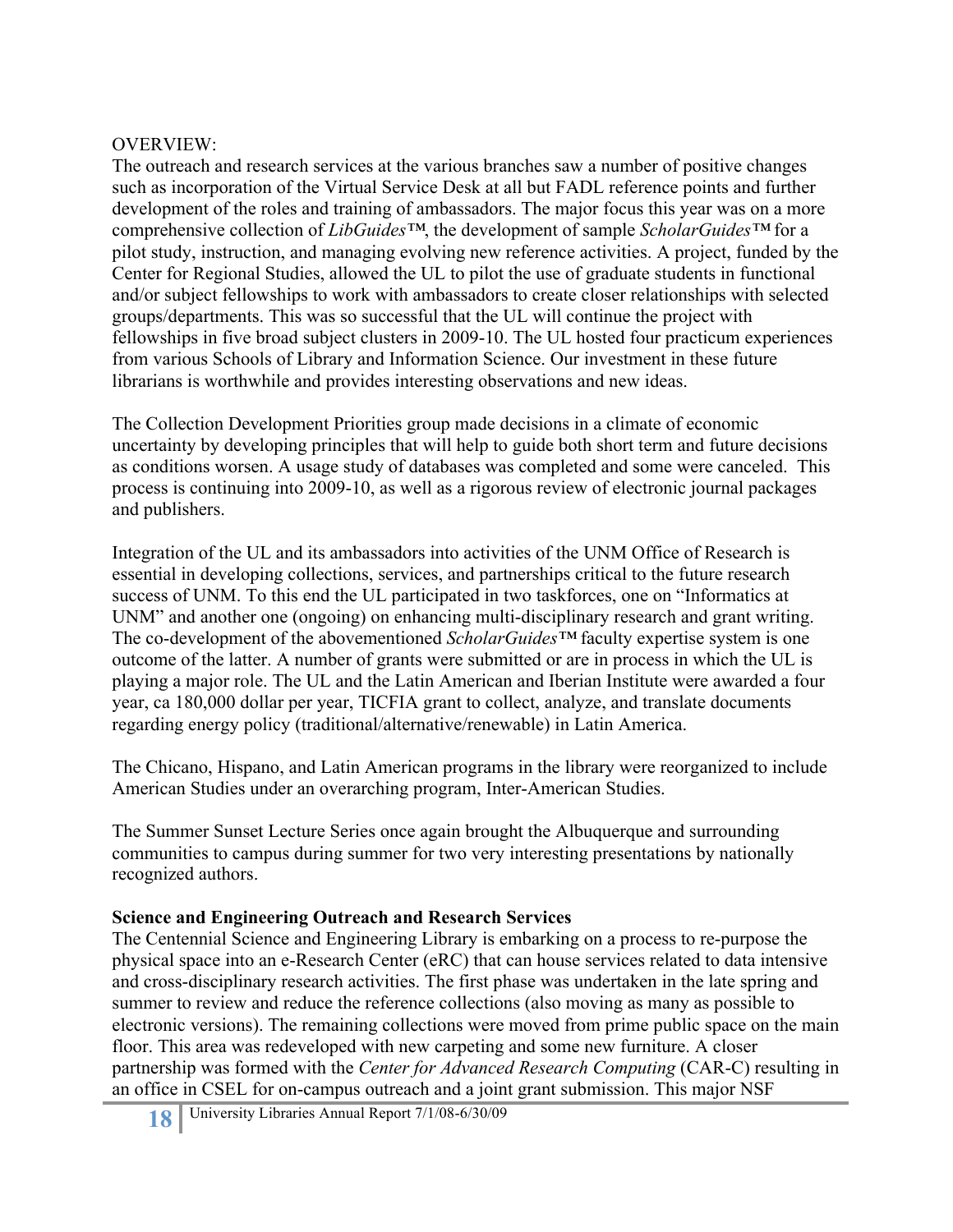OVERVIEW:

The outreach and research services at the various branches saw a number of positive changes such as incorporation of the Virtual Service Desk at all but FADL reference points and further development of the roles and training of ambassadors. The major focus this year was on a more comprehensive collection of *LibGuides™*, the development of sample *ScholarGuides™* for a pilot study, instruction, and managing evolving new reference activities. A project, funded by the Center for Regional Studies, allowed the UL to pilot the use of graduate students in functional and/or subject fellowships to work with ambassadors to create closer relationships with selected groups/departments. This was so successful that the UL will continue the project with fellowships in five broad subject clusters in 2009-10. The UL hosted four practicum experiences from various Schools of Library and Information Science. Our investment in these future librarians is worthwhile and provides interesting observations and new ideas.

The Collection Development Priorities group made decisions in a climate of economic uncertainty by developing principles that will help to guide both short term and future decisions as conditions worsen. A usage study of databases was completed and some were canceled. This process is continuing into 2009-10, as well as a rigorous review of electronic journal packages and publishers.

Integration of the UL and its ambassadors into activities of the UNM Office of Research is essential in developing collections, services, and partnerships critical to the future research success of UNM. To this end the UL participated in two taskforces, one on "Informatics at UNM" and another one (ongoing) on enhancing multi-disciplinary research and grant writing. The co-development of the abovementioned *ScholarGuides™* faculty expertise system is one outcome of the latter. A number of grants were submitted or are in process in which the UL is playing a major role. The UL and the Latin American and Iberian Institute were awarded a four year, ca 180,000 dollar per year, TICFIA grant to collect, analyze, and translate documents regarding energy policy (traditional/alternative/renewable) in Latin America.

The Chicano, Hispano, and Latin American programs in the library were reorganized to include American Studies under an overarching program, Inter-American Studies.

The Summer Sunset Lecture Series once again brought the Albuquerque and surrounding communities to campus during summer for two very interesting presentations by nationally recognized authors.

**Science and Engineering Outreach and Research Services**

The Centennial Science and Engineering Library is embarking on a process to re-purpose the physical space into an e-Research Center (eRC) that can house services related to data intensive and cross-disciplinary research activities. The first phase was undertaken in the late spring and summer to review and reduce the reference collections (also moving as many as possible to electronic versions). The remaining collections were moved from prime public space on the main floor. This area was redeveloped with new carpeting and some new furniture. A closer partnership was formed with the *Center for Advanced Research Computing* (CAR-C) resulting in an office in CSEL for on-campus outreach and a joint grant submission. This major NSF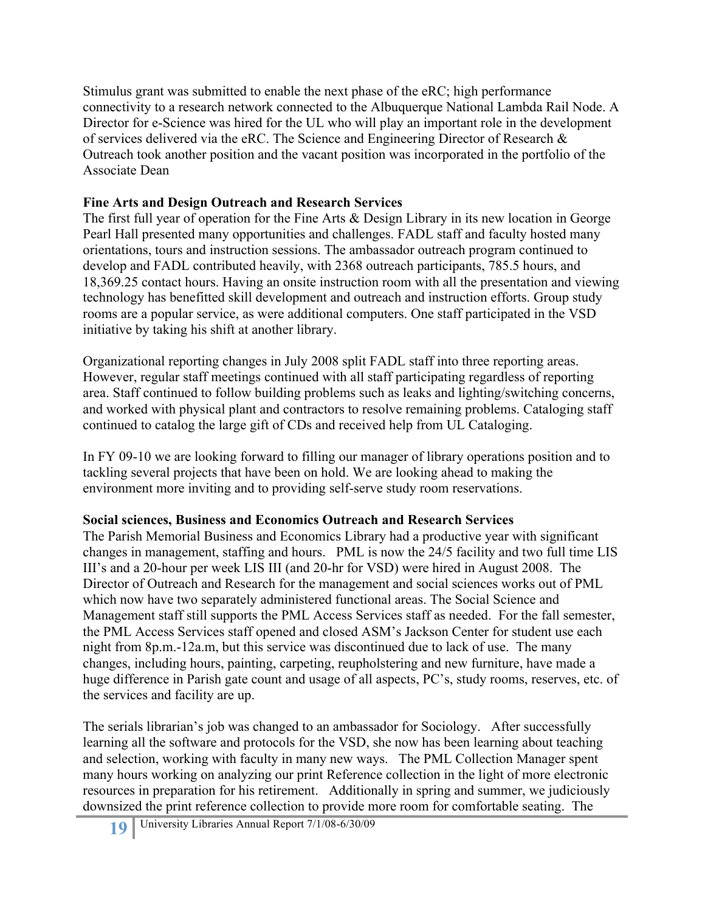Stimulus grant was submitted to enable the next phase of the eRC; high performance connectivity to a research network connected to the Albuquerque National Lambda Rail Node. A Director for e-Science was hired for the UL who will play an important role in the development of services delivered via the eRC. The Science and Engineering Director of Research & Outreach took another position and the vacant position was incorporated in the portfolio of the Associate Dean

**Fine Arts and Design Outreach and Research Services**

The first full year of operation for the Fine Arts & Design Library in its new location in George Pearl Hall presented many opportunities and challenges. FADL staff and faculty hosted many orientations, tours and instruction sessions. The ambassador outreach program continued to develop and FADL contributed heavily, with 2368 outreach participants, 785.5 hours, and 18,369.25 contact hours. Having an onsite instruction room with all the presentation and viewing technology has benefitted skill development and outreach and instruction efforts. Group study rooms are a popular service, as were additional computers. One staff participated in the VSD initiative by taking his shift at another library.

Organizational reporting changes in July 2008 split FADL staff into three reporting areas. However, regular staff meetings continued with all staff participating regardless of reporting area. Staff continued to follow building problems such as leaks and lighting/switching concerns, and worked with physical plant and contractors to resolve remaining problems. Cataloging staff continued to catalog the large gift of CDs and received help from UL Cataloging.

In FY 09-10 we are looking forward to filling our manager of library operations position and to tackling several projects that have been on hold. We are looking ahead to making the environment more inviting and to providing self-serve study room reservations.

**Social sciences, Business and Economics Outreach and Research Services**

The Parish Memorial Business and Economics Library had a productive year with significant changes in management, staffing and hours. PML is now the 24/5 facility and two full time LIS III's and a 20-hour per week LIS III (and 20-hr for VSD) were hired in August 2008. The Director of Outreach and Research for the management and social sciences works out of PML which now have two separately administered functional areas. The Social Science and Management staff still supports the PML Access Services staff as needed. For the fall semester, the PML Access Services staff opened and closed ASM's Jackson Center for student use each night from 8p.m.-12a.m, but this service was discontinued due to lack of use. The many changes, including hours, painting, carpeting, reupholstering and new furniture, have made a huge difference in Parish gate count and usage of all aspects, PC's, study rooms, reserves, etc. of the services and facility are up.

The serials librarian's job was changed to an ambassador for Sociology. After successfully learning all the software and protocols for the VSD, she now has been learning about teaching and selection, working with faculty in many new ways. The PML Collection Manager spent many hours working on analyzing our print Reference collection in the light of more electronic resources in preparation for his retirement. Additionally in spring and summer, we judiciously downsized the print reference collection to provide more room for comfortable seating. The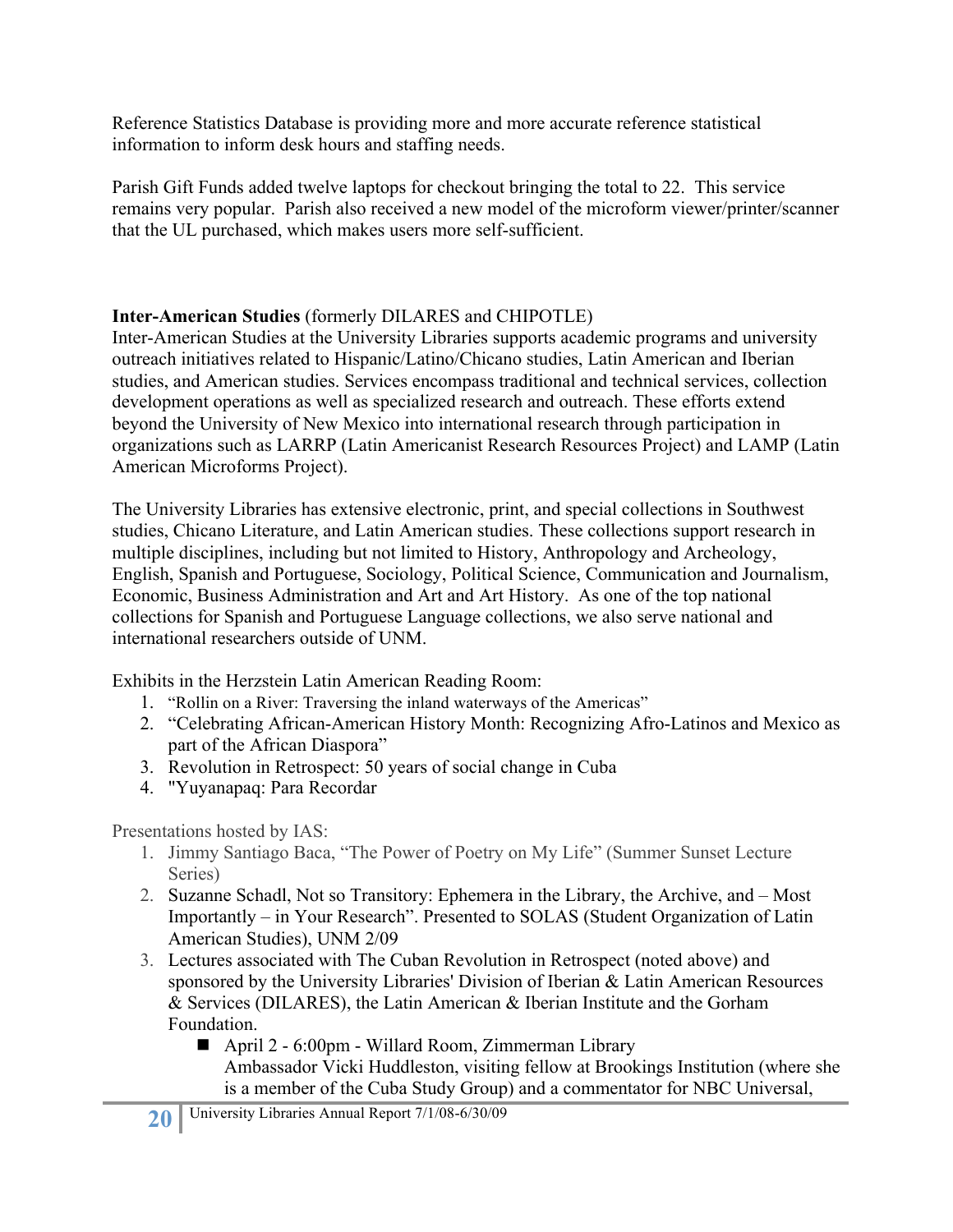Reference Statistics Database is providing more and more accurate reference statistical information to inform desk hours and staffing needs.

Parish Gift Funds added twelve laptops for checkout bringing the total to 22. This service remains very popular. Parish also received a new model of the microform viewer/printer/scanner that the UL purchased, which makes users more self-sufficient.

**Inter-American Studies** (formerly DILARES and CHIPOTLE)

Inter-American Studies at the University Libraries supports academic programs and university outreach initiatives related to Hispanic/Latino/Chicano studies, Latin American and Iberian studies, and American studies. Services encompass traditional and technical services, collection development operations as well as specialized research and outreach. These efforts extend beyond the University of New Mexico into international research through participation in organizations such as LARRP (Latin Americanist Research Resources Project) and LAMP (Latin American Microforms Project).

The University Libraries has extensive electronic, print, and special collections in Southwest studies, Chicano Literature, and Latin American studies. These collections support research in multiple disciplines, including but not limited to History, Anthropology and Archeology, English, Spanish and Portuguese, Sociology, Political Science, Communication and Journalism, Economic, Business Administration and Art and Art History. As one of the top national collections for Spanish and Portuguese Language collections, we also serve national and international researchers outside of UNM.

Exhibits in the Herzstein Latin American Reading Room:

1. "Rollin on a River: Traversing the inland waterways of the Americas"
2. "Celebrating African-American History Month: Recognizing Afro-Latinos and Mexico as part of the African Diaspora"
3. Revolution in Retrospect: 50 years of social change in Cuba
4. "Yuyanapaq: Para Recordar

Presentations hosted by IAS:

1. Jimmy Santiago Baca, "The Power of Poetry on My Life" (Summer Sunset Lecture Series)
2. Suzanne Schadl, Not so Transitory: Ephemera in the Library, the Archive, and – Most Importantly – in Your Research". Presented to SOLAS (Student Organization of Latin American Studies), UNM 2/09
3. Lectures associated with The Cuban Revolution in Retrospect (noted above) and sponsored by the University Libraries' Division of Iberian & Latin American Resources & Services (DILARES), the Latin American & Iberian Institute and the Gorham Foundation.
   - April 2 - 6:00pm - Willard Room, Zimmerman Library
     Ambassador Vicki Huddleston, visiting fellow at Brookings Institution (where she is a member of the Cuba Study Group) and a commentator for NBC Universal,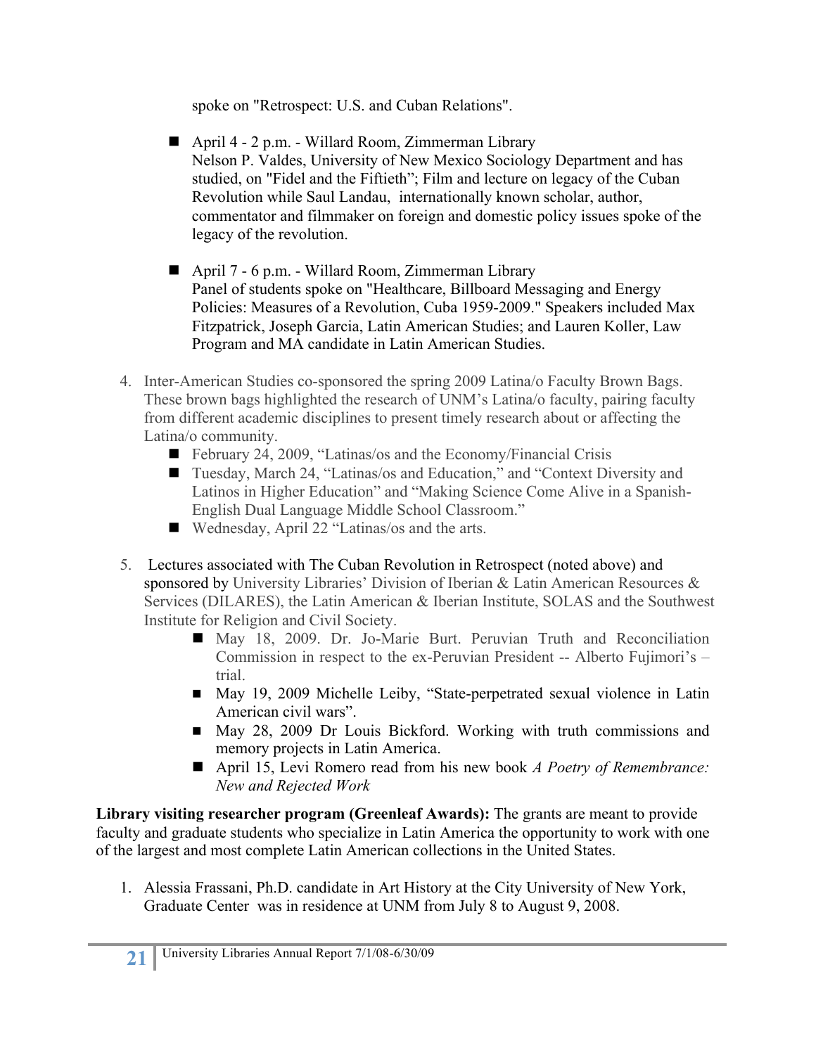spoke on "Retrospect: U.S. and Cuban Relations".

- April 4 - 2 p.m. - Willard Room, Zimmerman Library
  Nelson P. Valdes, University of New Mexico Sociology Department and has studied, on "Fidel and the Fiftieth"; Film and lecture on legacy of the Cuban Revolution while Saul Landau, internationally known scholar, author, commentator and filmmaker on foreign and domestic policy issues spoke of the legacy of the revolution.

- April 7 - 6 p.m. - Willard Room, Zimmerman Library
  Panel of students spoke on "Healthcare, Billboard Messaging and Energy Policies: Measures of a Revolution, Cuba 1959-2009." Speakers included Max Fitzpatrick, Joseph Garcia, Latin American Studies; and Lauren Koller, Law Program and MA candidate in Latin American Studies.

4. Inter-American Studies co-sponsored the spring 2009 Latina/o Faculty Brown Bags. These brown bags highlighted the research of UNM's Latina/o faculty, pairing faculty from different academic disciplines to present timely research about or affecting the Latina/o community.
   - February 24, 2009, "Latinas/os and the Economy/Financial Crisis
   - Tuesday, March 24, "Latinas/os and Education," and "Context Diversity and Latinos in Higher Education" and "Making Science Come Alive in a Spanish-English Dual Language Middle School Classroom."
   - Wednesday, April 22 "Latinas/os and the arts.

5. Lectures associated with The Cuban Revolution in Retrospect (noted above) and sponsored by University Libraries' Division of Iberian & Latin American Resources & Services (DILARES), the Latin American & Iberian Institute, SOLAS and the Southwest Institute for Religion and Civil Society.
   - May 18, 2009. Dr. Jo-Marie Burt. Peruvian Truth and Reconciliation Commission in respect to the ex-Peruvian President -- Alberto Fujimori's – trial.
   - May 19, 2009 Michelle Leiby, "State-perpetrated sexual violence in Latin American civil wars".
   - May 28, 2009 Dr Louis Bickford. Working with truth commissions and memory projects in Latin America.
   - April 15, Levi Romero read from his new book *A Poetry of Remembrance: New and Rejected Work*

**Library visiting researcher program (Greenleaf Awards):** The grants are meant to provide faculty and graduate students who specialize in Latin America the opportunity to work with one of the largest and most complete Latin American collections in the United States.

1. Alessia Frassani, Ph.D. candidate in Art History at the City University of New York, Graduate Center was in residence at UNM from July 8 to August 9, 2008.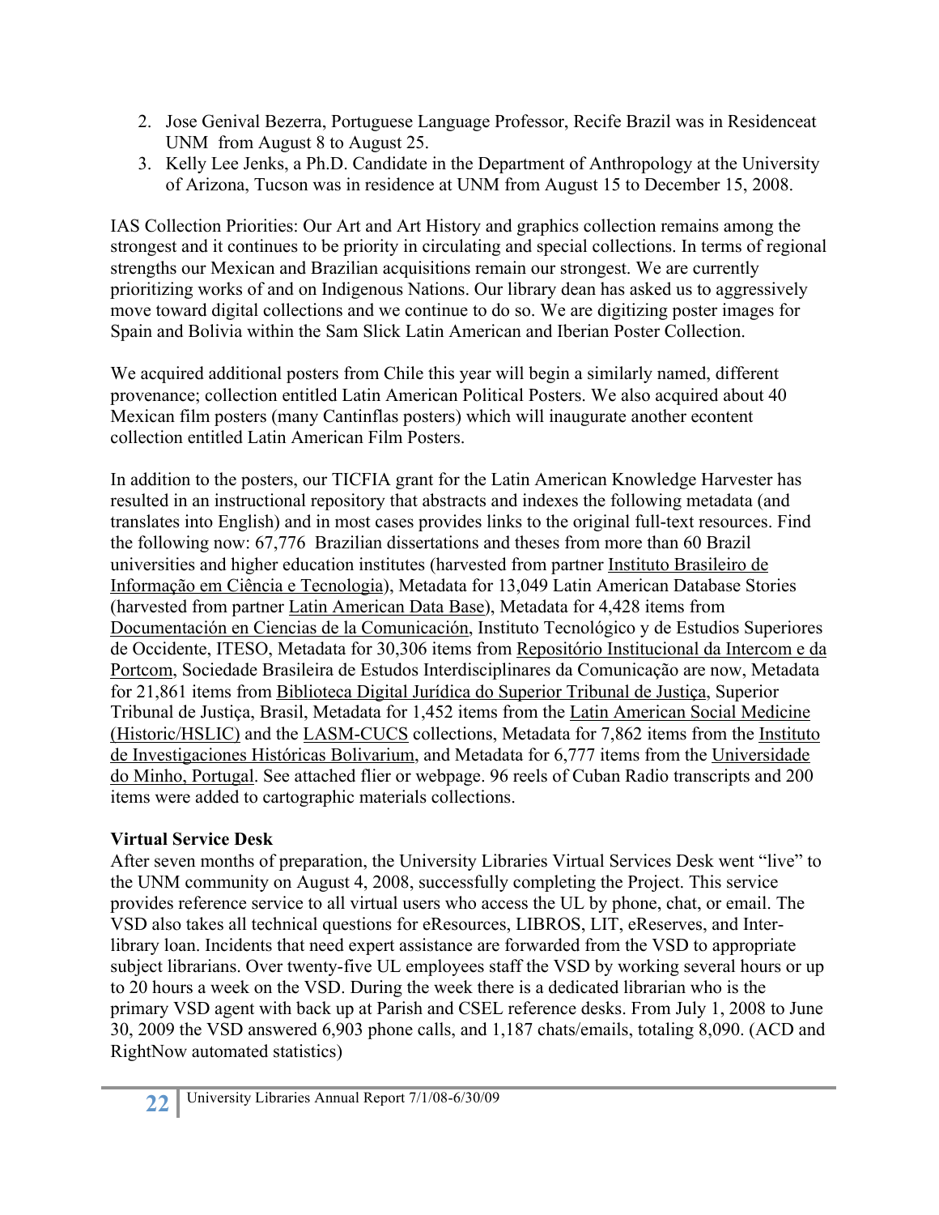2. Jose Genival Bezerra, Portuguese Language Professor, Recife Brazil was in Residenceat UNM from August 8 to August 25.
3. Kelly Lee Jenks, a Ph.D. Candidate in the Department of Anthropology at the University of Arizona, Tucson was in residence at UNM from August 15 to December 15, 2008.

IAS Collection Priorities: Our Art and Art History and graphics collection remains among the strongest and it continues to be priority in circulating and special collections. In terms of regional strengths our Mexican and Brazilian acquisitions remain our strongest. We are currently prioritizing works of and on Indigenous Nations. Our library dean has asked us to aggressively move toward digital collections and we continue to do so. We are digitizing poster images for Spain and Bolivia within the Sam Slick Latin American and Iberian Poster Collection.

We acquired additional posters from Chile this year will begin a similarly named, different provenance; collection entitled Latin American Political Posters. We also acquired about 40 Mexican film posters (many Cantinflas posters) which will inaugurate another econtent collection entitled Latin American Film Posters.

In addition to the posters, our TICFIA grant for the Latin American Knowledge Harvester has resulted in an instructional repository that abstracts and indexes the following metadata (and translates into English) and in most cases provides links to the original full-text resources. Find the following now: 67,776 Brazilian dissertations and theses from more than 60 Brazil universities and higher education institutes (harvested from partner Instituto Brasileiro de Informação em Ciência e Tecnologia), Metadata for 13,049 Latin American Database Stories (harvested from partner Latin American Data Base), Metadata for 4,428 items from Documentación en Ciencias de la Comunicación, Instituto Tecnológico y de Estudios Superiores de Occidente, ITESO, Metadata for 30,306 items from Repositório Institucional da Intercom e da Portcom, Sociedade Brasileira de Estudos Interdisciplinares da Comunicação are now, Metadata for 21,861 items from Biblioteca Digital Jurídica do Superior Tribunal de Justiça, Superior Tribunal de Justiça, Brasil, Metadata for 1,452 items from the Latin American Social Medicine (Historic/HSLIC) and the LASM-CUCS collections, Metadata for 7,862 items from the Instituto de Investigaciones Históricas Bolivarium, and Metadata for 6,777 items from the Universidade do Minho, Portugal. See attached flier or webpage. 96 reels of Cuban Radio transcripts and 200 items were added to cartographic materials collections.

**Virtual Service Desk**

After seven months of preparation, the University Libraries Virtual Services Desk went "live" to the UNM community on August 4, 2008, successfully completing the Project. This service provides reference service to all virtual users who access the UL by phone, chat, or email. The VSD also takes all technical questions for eResources, LIBROS, LIT, eReserves, and Inter-library loan. Incidents that need expert assistance are forwarded from the VSD to appropriate subject librarians. Over twenty-five UL employees staff the VSD by working several hours or up to 20 hours a week on the VSD. During the week there is a dedicated librarian who is the primary VSD agent with back up at Parish and CSEL reference desks. From July 1, 2008 to June 30, 2009 the VSD answered 6,903 phone calls, and 1,187 chats/emails, totaling 8,090. (ACD and RightNow automated statistics)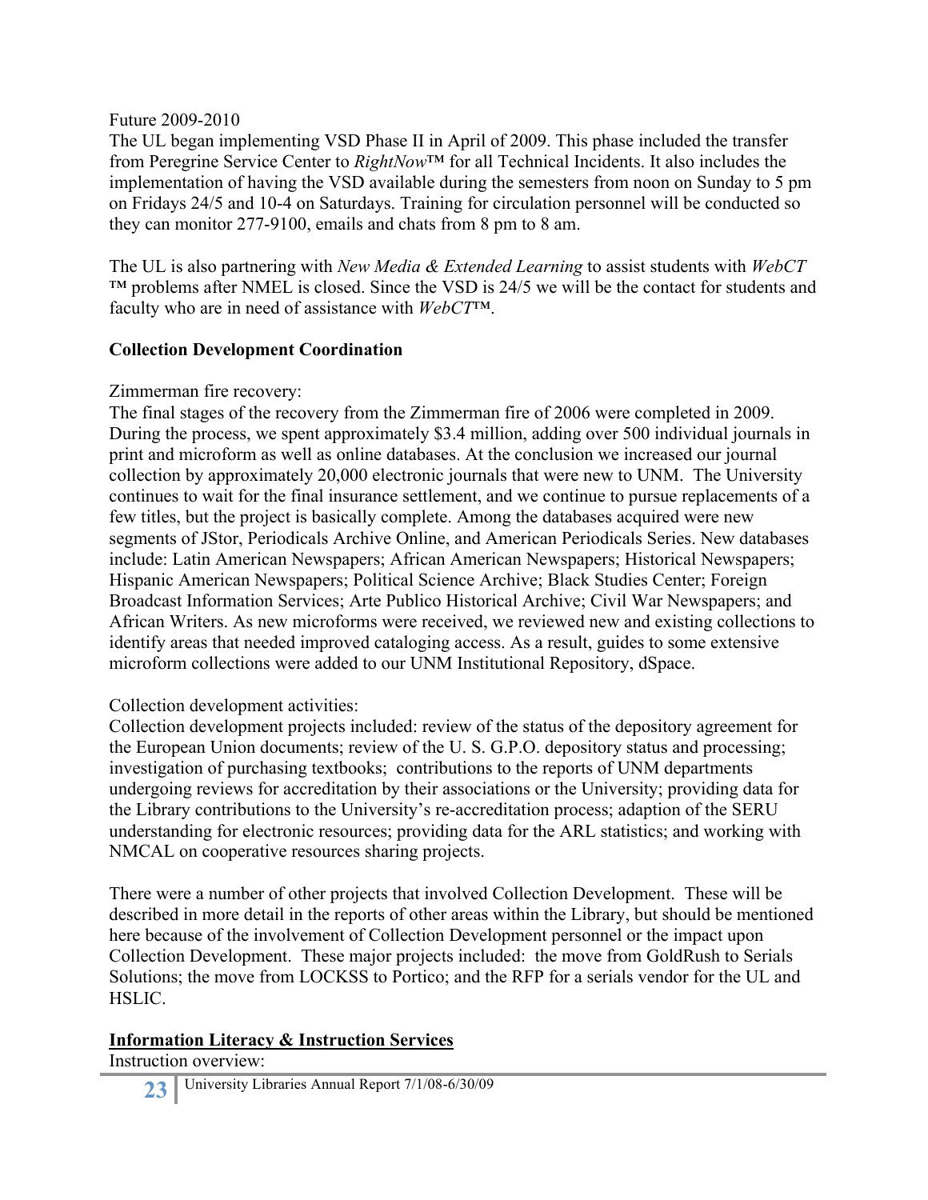Future 2009-2010

The UL began implementing VSD Phase II in April of 2009. This phase included the transfer from Peregrine Service Center to *RightNow*™ for all Technical Incidents. It also includes the implementation of having the VSD available during the semesters from noon on Sunday to 5 pm on Fridays 24/5 and 10-4 on Saturdays. Training for circulation personnel will be conducted so they can monitor 277-9100, emails and chats from 8 pm to 8 am.

The UL is also partnering with *New Media & Extended Learning* to assist students with *WebCT* ™ problems after NMEL is closed. Since the VSD is 24/5 we will be the contact for students and faculty who are in need of assistance with *WebCT*™.

**Collection Development Coordination**

Zimmerman fire recovery:

The final stages of the recovery from the Zimmerman fire of 2006 were completed in 2009. During the process, we spent approximately $3.4 million, adding over 500 individual journals in print and microform as well as online databases. At the conclusion we increased our journal collection by approximately 20,000 electronic journals that were new to UNM. The University continues to wait for the final insurance settlement, and we continue to pursue replacements of a few titles, but the project is basically complete. Among the databases acquired were new segments of JStor, Periodicals Archive Online, and American Periodicals Series. New databases include: Latin American Newspapers; African American Newspapers; Historical Newspapers; Hispanic American Newspapers; Political Science Archive; Black Studies Center; Foreign Broadcast Information Services; Arte Publico Historical Archive; Civil War Newspapers; and African Writers. As new microforms were received, we reviewed new and existing collections to identify areas that needed improved cataloging access. As a result, guides to some extensive microform collections were added to our UNM Institutional Repository, dSpace.

Collection development activities:

Collection development projects included: review of the status of the depository agreement for the European Union documents; review of the U. S. G.P.O. depository status and processing; investigation of purchasing textbooks; contributions to the reports of UNM departments undergoing reviews for accreditation by their associations or the University; providing data for the Library contributions to the University's re-accreditation process; adaption of the SERU understanding for electronic resources; providing data for the ARL statistics; and working with NMCAL on cooperative resources sharing projects.

There were a number of other projects that involved Collection Development. These will be described in more detail in the reports of other areas within the Library, but should be mentioned here because of the involvement of Collection Development personnel or the impact upon Collection Development. These major projects included: the move from GoldRush to Serials Solutions; the move from LOCKSS to Portico; and the RFP for a serials vendor for the UL and HSLIC.

**Information Literacy & Instruction Services**

Instruction overview: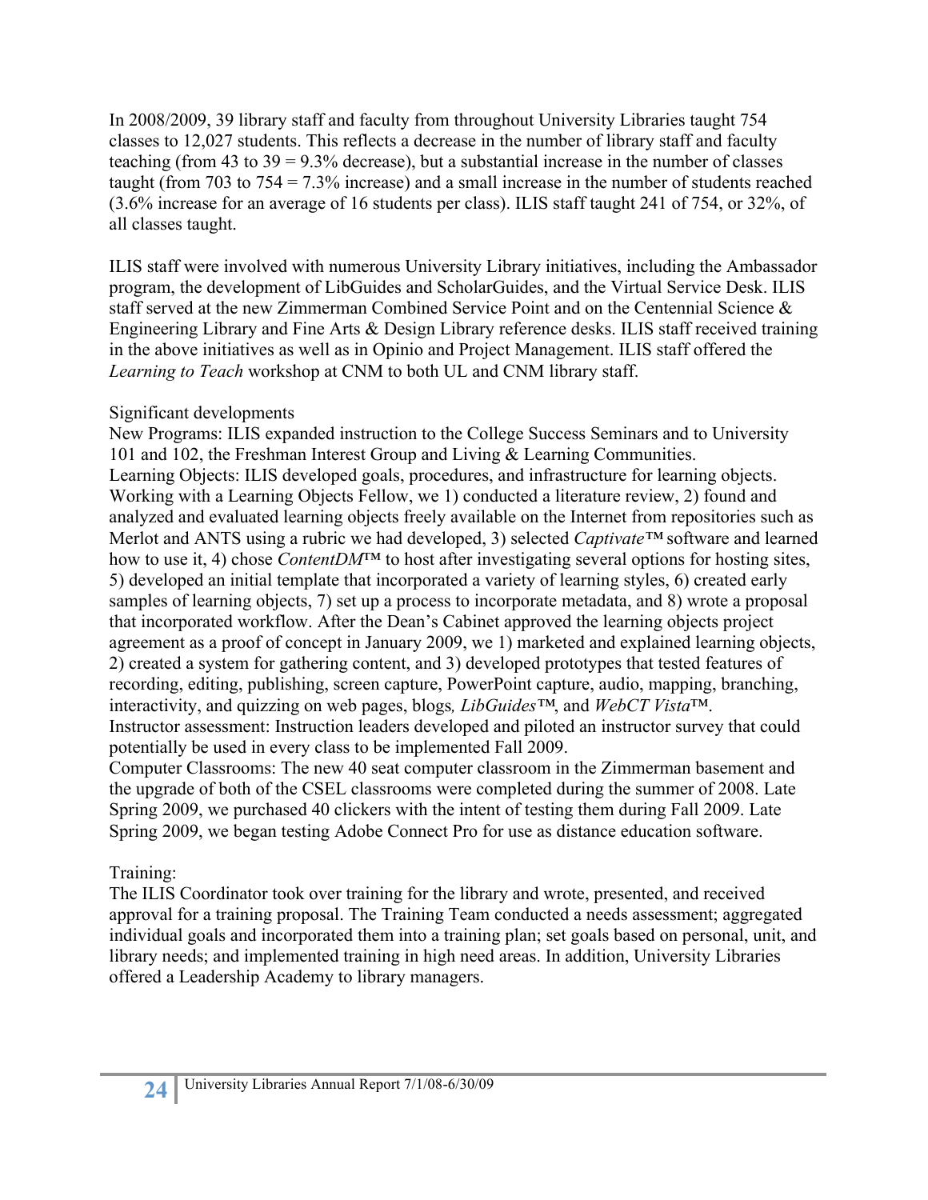In 2008/2009, 39 library staff and faculty from throughout University Libraries taught 754 classes to 12,027 students. This reflects a decrease in the number of library staff and faculty teaching (from 43 to 39 = 9.3% decrease), but a substantial increase in the number of classes taught (from 703 to 754 = 7.3% increase) and a small increase in the number of students reached (3.6% increase for an average of 16 students per class). ILIS staff taught 241 of 754, or 32%, of all classes taught.

ILIS staff were involved with numerous University Library initiatives, including the Ambassador program, the development of LibGuides and ScholarGuides, and the Virtual Service Desk. ILIS staff served at the new Zimmerman Combined Service Point and on the Centennial Science & Engineering Library and Fine Arts & Design Library reference desks. ILIS staff received training in the above initiatives as well as in Opinio and Project Management. ILIS staff offered the *Learning to Teach* workshop at CNM to both UL and CNM library staff.

Significant developments

New Programs: ILIS expanded instruction to the College Success Seminars and to University 101 and 102, the Freshman Interest Group and Living & Learning Communities.

Learning Objects: ILIS developed goals, procedures, and infrastructure for learning objects. Working with a Learning Objects Fellow, we 1) conducted a literature review, 2) found and analyzed and evaluated learning objects freely available on the Internet from repositories such as Merlot and ANTS using a rubric we had developed, 3) selected *Captivate™* software and learned how to use it, 4) chose *ContentDM™* to host after investigating several options for hosting sites, 5) developed an initial template that incorporated a variety of learning styles, 6) created early samples of learning objects, 7) set up a process to incorporate metadata, and 8) wrote a proposal that incorporated workflow. After the Dean's Cabinet approved the learning objects project agreement as a proof of concept in January 2009, we 1) marketed and explained learning objects, 2) created a system for gathering content, and 3) developed prototypes that tested features of recording, editing, publishing, screen capture, PowerPoint capture, audio, mapping, branching, interactivity, and quizzing on web pages, blogs, *LibGuides™*, and *WebCT Vista™*.

Instructor assessment: Instruction leaders developed and piloted an instructor survey that could potentially be used in every class to be implemented Fall 2009.

Computer Classrooms: The new 40 seat computer classroom in the Zimmerman basement and the upgrade of both of the CSEL classrooms were completed during the summer of 2008. Late Spring 2009, we purchased 40 clickers with the intent of testing them during Fall 2009. Late Spring 2009, we began testing Adobe Connect Pro for use as distance education software.

Training:

The ILIS Coordinator took over training for the library and wrote, presented, and received approval for a training proposal. The Training Team conducted a needs assessment; aggregated individual goals and incorporated them into a training plan; set goals based on personal, unit, and library needs; and implemented training in high need areas. In addition, University Libraries offered a Leadership Academy to library managers.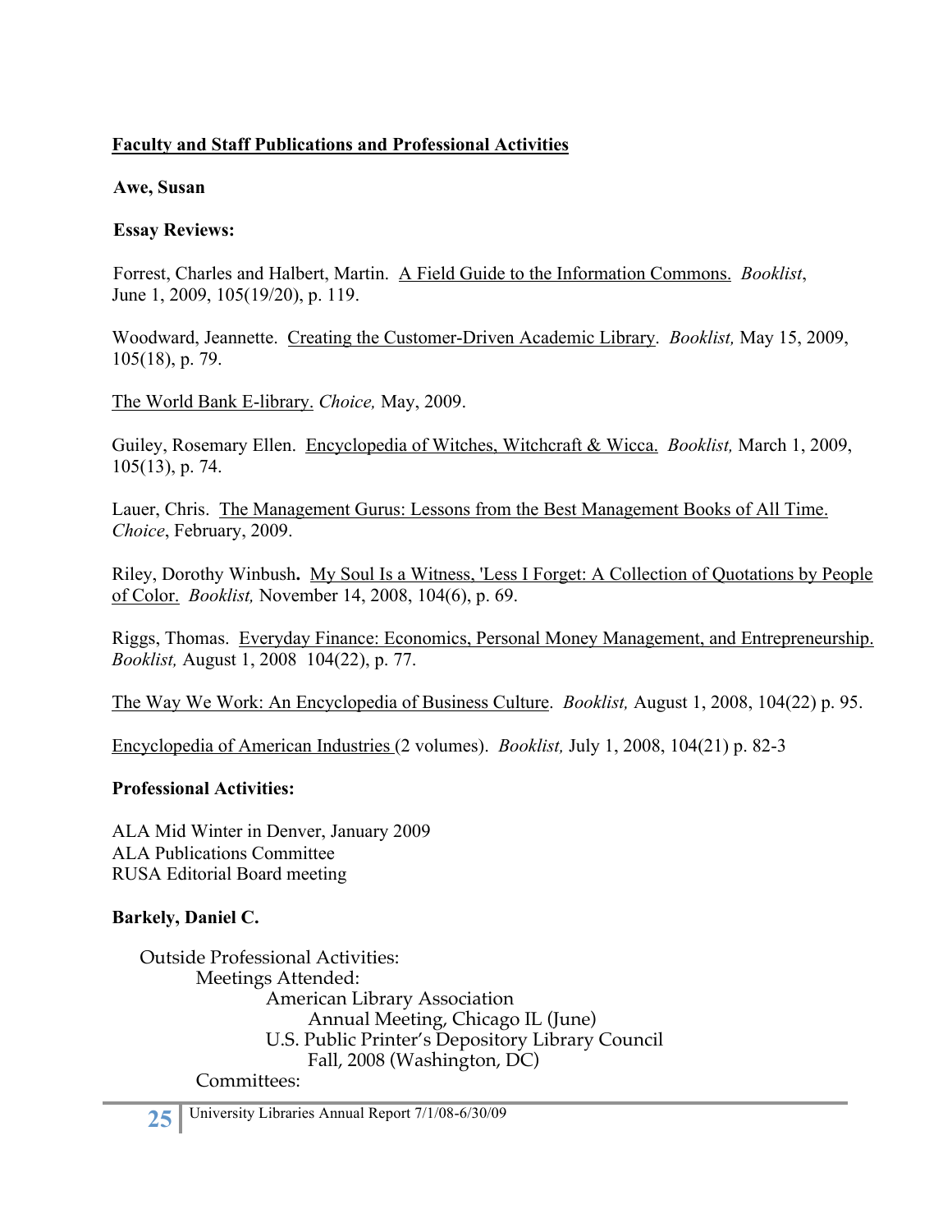## Faculty and Staff Publications and Professional Activities

### Awe, Susan

**Essay Reviews:**

Forrest, Charles and Halbert, Martin. A Field Guide to the Information Commons. *Booklist*, June 1, 2009, 105(19/20), p. 119.

Woodward, Jeannette. Creating the Customer-Driven Academic Library. *Booklist,* May 15, 2009, 105(18), p. 79.

The World Bank E-library. *Choice,* May, 2009.

Guiley, Rosemary Ellen. Encyclopedia of Witches, Witchcraft & Wicca. *Booklist,* March 1, 2009, 105(13), p. 74.

Lauer, Chris. The Management Gurus: Lessons from the Best Management Books of All Time. *Choice*, February, 2009.

Riley, Dorothy Winbush**.** My Soul Is a Witness, 'Less I Forget: A Collection of Quotations by People of Color. *Booklist,* November 14, 2008, 104(6), p. 69.

Riggs, Thomas. Everyday Finance: Economics, Personal Money Management, and Entrepreneurship. *Booklist,* August 1, 2008 104(22), p. 77.

The Way We Work: An Encyclopedia of Business Culture. *Booklist,* August 1, 2008, 104(22) p. 95.

Encyclopedia of American Industries (2 volumes). *Booklist,* July 1, 2008, 104(21) p. 82-3

**Professional Activities:**

ALA Mid Winter in Denver, January 2009
ALA Publications Committee
RUSA Editorial Board meeting

### Barkely, Daniel C.

- Outside Professional Activities:
  - Meetings Attended:
    - American Library Association
      - Annual Meeting, Chicago IL (June)
    - U.S. Public Printer's Depository Library Council
      - Fall, 2008 (Washington, DC)
  - Committees: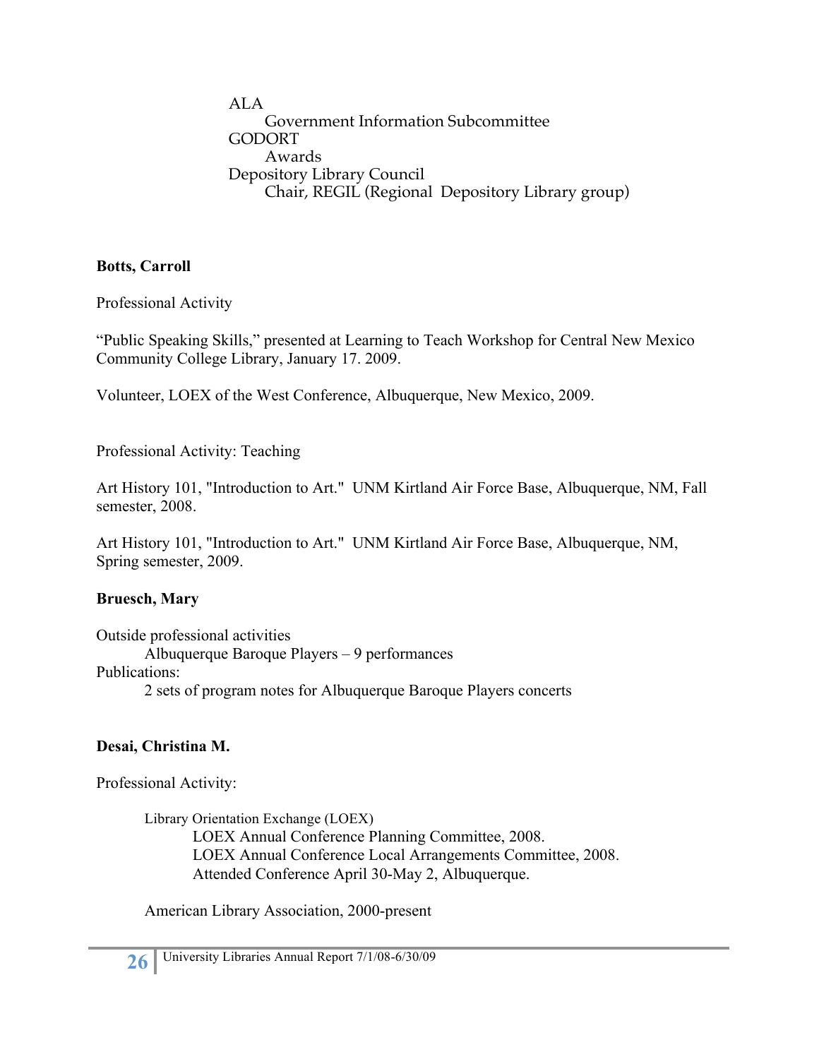ALA
  Government Information Subcommittee
GODORT
  Awards
Depository Library Council
  Chair, REGIL (Regional Depository Library group)

**Botts, Carroll**

Professional Activity

"Public Speaking Skills," presented at Learning to Teach Workshop for Central New Mexico Community College Library, January 17. 2009.

Volunteer, LOEX of the West Conference, Albuquerque, New Mexico, 2009.

Professional Activity: Teaching

Art History 101, "Introduction to Art." UNM Kirtland Air Force Base, Albuquerque, NM, Fall semester, 2008.

Art History 101, "Introduction to Art." UNM Kirtland Air Force Base, Albuquerque, NM, Spring semester, 2009.

**Bruesch, Mary**

Outside professional activities
  Albuquerque Baroque Players – 9 performances
Publications:
  2 sets of program notes for Albuquerque Baroque Players concerts

**Desai, Christina M.**

Professional Activity:

Library Orientation Exchange (LOEX)
  LOEX Annual Conference Planning Committee, 2008.
  LOEX Annual Conference Local Arrangements Committee, 2008.
  Attended Conference April 30-May 2, Albuquerque.

American Library Association, 2000-present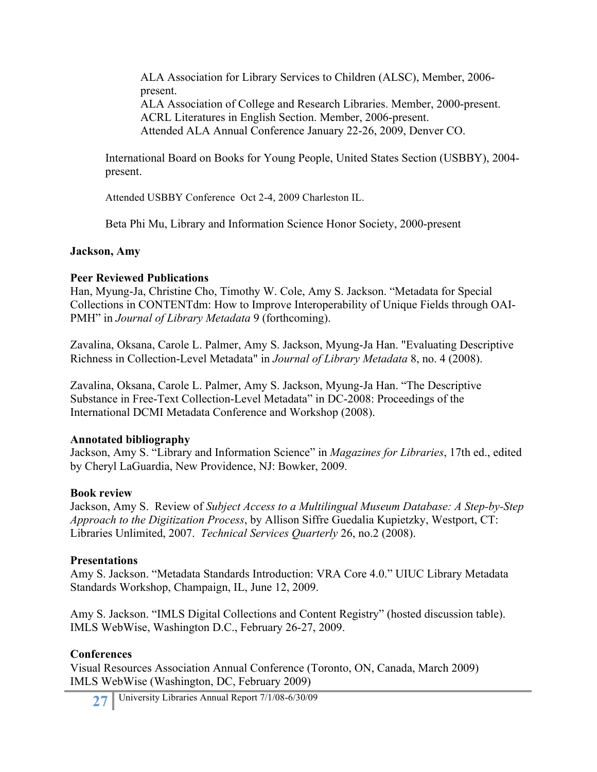ALA Association for Library Services to Children (ALSC), Member, 2006-present.
ALA Association of College and Research Libraries. Member, 2000-present.
ACRL Literatures in English Section. Member, 2006-present.
Attended ALA Annual Conference January 22-26, 2009, Denver CO.

International Board on Books for Young People, United States Section (USBBY), 2004-present.

Attended USBBY Conference Oct 2-4, 2009 Charleston IL.

Beta Phi Mu, Library and Information Science Honor Society, 2000-present

**Jackson, Amy**

**Peer Reviewed Publications**

Han, Myung-Ja, Christine Cho, Timothy W. Cole, Amy S. Jackson. "Metadata for Special Collections in CONTENTdm: How to Improve Interoperability of Unique Fields through OAI-PMH" in *Journal of Library Metadata* 9 (forthcoming).

Zavalina, Oksana, Carole L. Palmer, Amy S. Jackson, Myung-Ja Han. "Evaluating Descriptive Richness in Collection-Level Metadata" in *Journal of Library Metadata* 8, no. 4 (2008).

Zavalina, Oksana, Carole L. Palmer, Amy S. Jackson, Myung-Ja Han. "The Descriptive Substance in Free-Text Collection-Level Metadata" in DC-2008: Proceedings of the International DCMI Metadata Conference and Workshop (2008).

**Annotated bibliography**

Jackson, Amy S. "Library and Information Science" in *Magazines for Libraries*, 17th ed., edited by Cheryl LaGuardia, New Providence, NJ: Bowker, 2009.

**Book review**

Jackson, Amy S. Review of *Subject Access to a Multilingual Museum Database: A Step-by-Step Approach to the Digitization Process*, by Allison Siffre Guedalia Kupietzky, Westport, CT: Libraries Unlimited, 2007. *Technical Services Quarterly* 26, no.2 (2008).

**Presentations**

Amy S. Jackson. "Metadata Standards Introduction: VRA Core 4.0." UIUC Library Metadata Standards Workshop, Champaign, IL, June 12, 2009.

Amy S. Jackson. "IMLS Digital Collections and Content Registry" (hosted discussion table). IMLS WebWise, Washington D.C., February 26-27, 2009.

**Conferences**

Visual Resources Association Annual Conference (Toronto, ON, Canada, March 2009)
IMLS WebWise (Washington, DC, February 2009)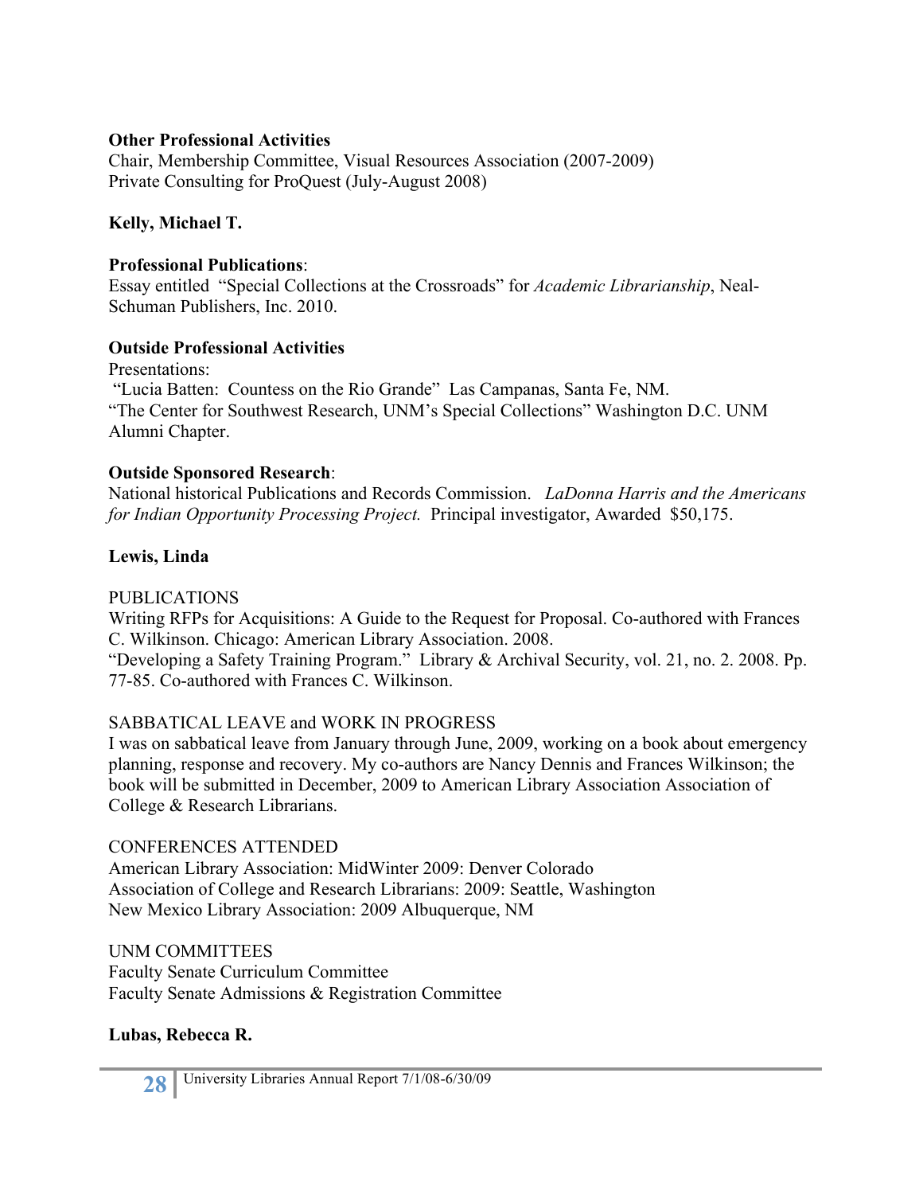**Other Professional Activities**
Chair, Membership Committee, Visual Resources Association (2007-2009)
Private Consulting for ProQuest (July-August 2008)

**Kelly, Michael T.**

**Professional Publications**:
Essay entitled "Special Collections at the Crossroads" for *Academic Librarianship*, Neal-Schuman Publishers, Inc. 2010.

**Outside Professional Activities**
Presentations:
"Lucia Batten: Countess on the Rio Grande" Las Campanas, Santa Fe, NM.
"The Center for Southwest Research, UNM's Special Collections" Washington D.C. UNM Alumni Chapter.

**Outside Sponsored Research**:
National historical Publications and Records Commission. *LaDonna Harris and the Americans for Indian Opportunity Processing Project.* Principal investigator, Awarded $50,175.

**Lewis, Linda**

PUBLICATIONS
Writing RFPs for Acquisitions: A Guide to the Request for Proposal. Co-authored with Frances C. Wilkinson. Chicago: American Library Association. 2008.
"Developing a Safety Training Program." Library & Archival Security, vol. 21, no. 2. 2008. Pp. 77-85. Co-authored with Frances C. Wilkinson.

SABBATICAL LEAVE and WORK IN PROGRESS
I was on sabbatical leave from January through June, 2009, working on a book about emergency planning, response and recovery. My co-authors are Nancy Dennis and Frances Wilkinson; the book will be submitted in December, 2009 to American Library Association Association of College & Research Librarians.

CONFERENCES ATTENDED
American Library Association: MidWinter 2009: Denver Colorado
Association of College and Research Librarians: 2009: Seattle, Washington
New Mexico Library Association: 2009 Albuquerque, NM

UNM COMMITTEES
Faculty Senate Curriculum Committee
Faculty Senate Admissions & Registration Committee

**Lubas, Rebecca R.**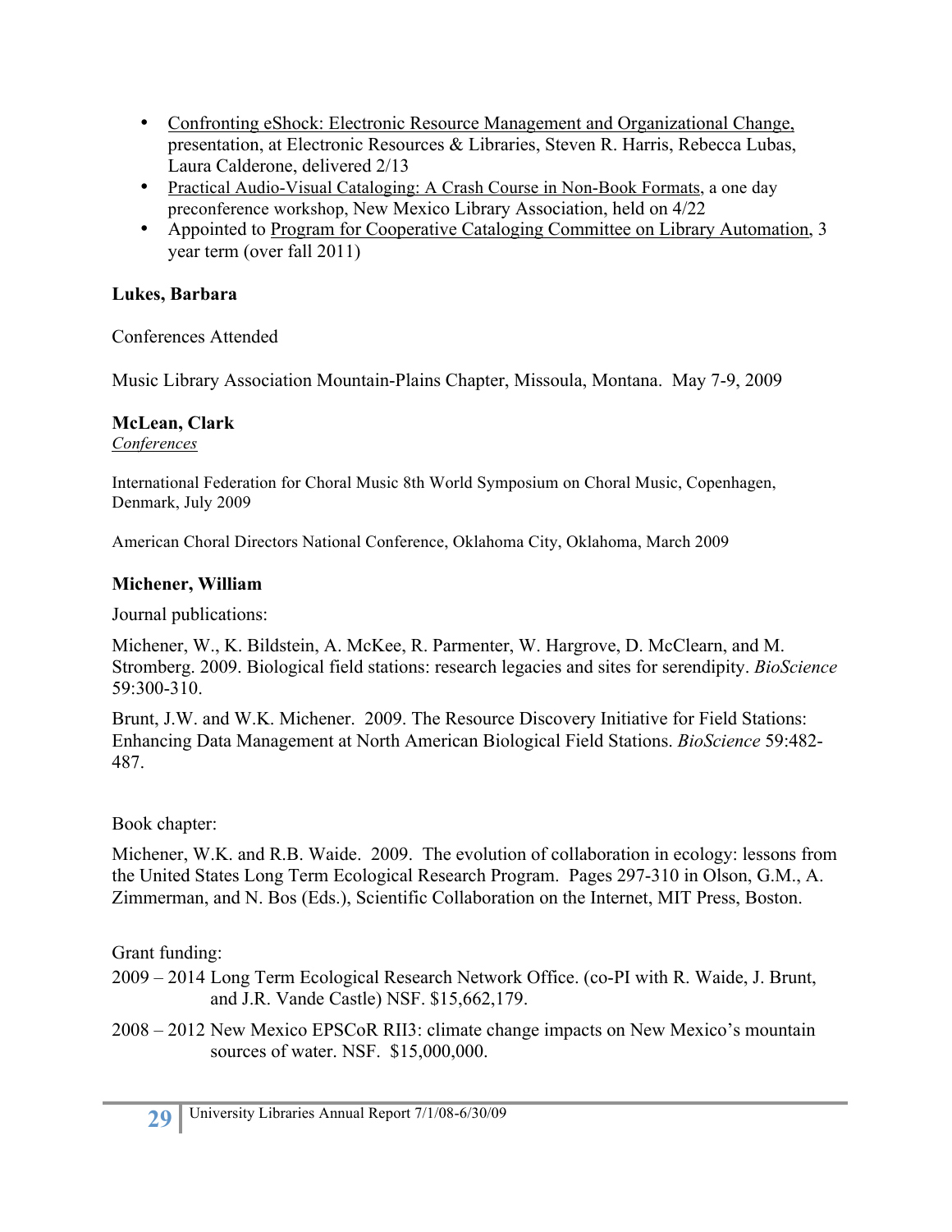- Confronting eShock: Electronic Resource Management and Organizational Change, presentation, at Electronic Resources & Libraries, Steven R. Harris, Rebecca Lubas, Laura Calderone, delivered 2/13
- Practical Audio-Visual Cataloging: A Crash Course in Non-Book Formats, a one day preconference workshop, New Mexico Library Association, held on 4/22
- Appointed to Program for Cooperative Cataloging Committee on Library Automation, 3 year term (over fall 2011)

**Lukes, Barbara**

Conferences Attended

Music Library Association Mountain-Plains Chapter, Missoula, Montana. May 7-9, 2009

**McLean, Clark**

*Conferences*

International Federation for Choral Music 8th World Symposium on Choral Music, Copenhagen, Denmark, July 2009

American Choral Directors National Conference, Oklahoma City, Oklahoma, March 2009

**Michener, William**

Journal publications:

Michener, W., K. Bildstein, A. McKee, R. Parmenter, W. Hargrove, D. McClearn, and M. Stromberg. 2009. Biological field stations: research legacies and sites for serendipity. *BioScience* 59:300-310.

Brunt, J.W. and W.K. Michener. 2009. The Resource Discovery Initiative for Field Stations: Enhancing Data Management at North American Biological Field Stations. *BioScience* 59:482-487.

Book chapter:

Michener, W.K. and R.B. Waide. 2009. The evolution of collaboration in ecology: lessons from the United States Long Term Ecological Research Program. Pages 297-310 in Olson, G.M., A. Zimmerman, and N. Bos (Eds.), Scientific Collaboration on the Internet, MIT Press, Boston.

Grant funding:

2009 – 2014 Long Term Ecological Research Network Office. (co-PI with R. Waide, J. Brunt, and J.R. Vande Castle) NSF. $15,662,179.

2008 – 2012 New Mexico EPSCoR RII3: climate change impacts on New Mexico's mountain sources of water. NSF. $15,000,000.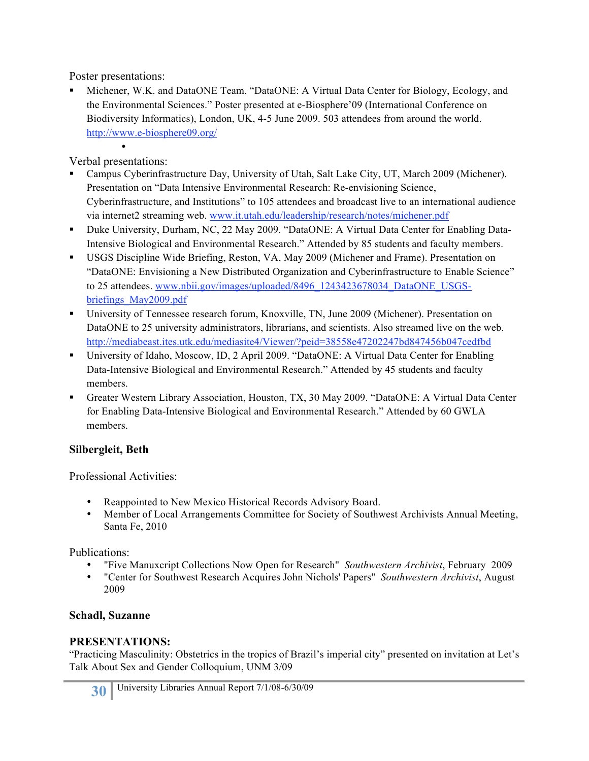Poster presentations:

- Michener, W.K. and DataONE Team. "DataONE: A Virtual Data Center for Biology, Ecology, and the Environmental Sciences." Poster presented at e-Biosphere'09 (International Conference on Biodiversity Informatics), London, UK, 4-5 June 2009. 503 attendees from around the world. http://www.e-biosphere09.org/

Verbal presentations:

- Campus Cyberinfrastructure Day, University of Utah, Salt Lake City, UT, March 2009 (Michener). Presentation on "Data Intensive Environmental Research: Re-envisioning Science, Cyberinfrastructure, and Institutions" to 105 attendees and broadcast live to an international audience via internet2 streaming web. www.it.utah.edu/leadership/research/notes/michener.pdf
- Duke University, Durham, NC, 22 May 2009. "DataONE: A Virtual Data Center for Enabling Data-Intensive Biological and Environmental Research." Attended by 85 students and faculty members.
- USGS Discipline Wide Briefing, Reston, VA, May 2009 (Michener and Frame). Presentation on "DataONE: Envisioning a New Distributed Organization and Cyberinfrastructure to Enable Science" to 25 attendees. www.nbii.gov/images/uploaded/8496_1243423678034_DataONE_USGS-briefings_May2009.pdf
- University of Tennessee research forum, Knoxville, TN, June 2009 (Michener). Presentation on DataONE to 25 university administrators, librarians, and scientists. Also streamed live on the web. http://mediabeast.ites.utk.edu/mediasite4/Viewer/?peid=38558e47202247bd847456b047cedfbd
- University of Idaho, Moscow, ID, 2 April 2009. "DataONE: A Virtual Data Center for Enabling Data-Intensive Biological and Environmental Research." Attended by 45 students and faculty members.
- Greater Western Library Association, Houston, TX, 30 May 2009. "DataONE: A Virtual Data Center for Enabling Data-Intensive Biological and Environmental Research." Attended by 60 GWLA members.

**Silbergleit, Beth**

Professional Activities:

- Reappointed to New Mexico Historical Records Advisory Board.
- Member of Local Arrangements Committee for Society of Southwest Archivists Annual Meeting, Santa Fe, 2010

Publications:

- "Five Manuxcript Collections Now Open for Research" *Southwestern Archivist*, February 2009
- "Center for Southwest Research Acquires John Nichols' Papers" *Southwestern Archivist*, August 2009

**Schadl, Suzanne**

**PRESENTATIONS:**

"Practicing Masculinity: Obstetrics in the tropics of Brazil's imperial city" presented on invitation at Let's Talk About Sex and Gender Colloquium, UNM 3/09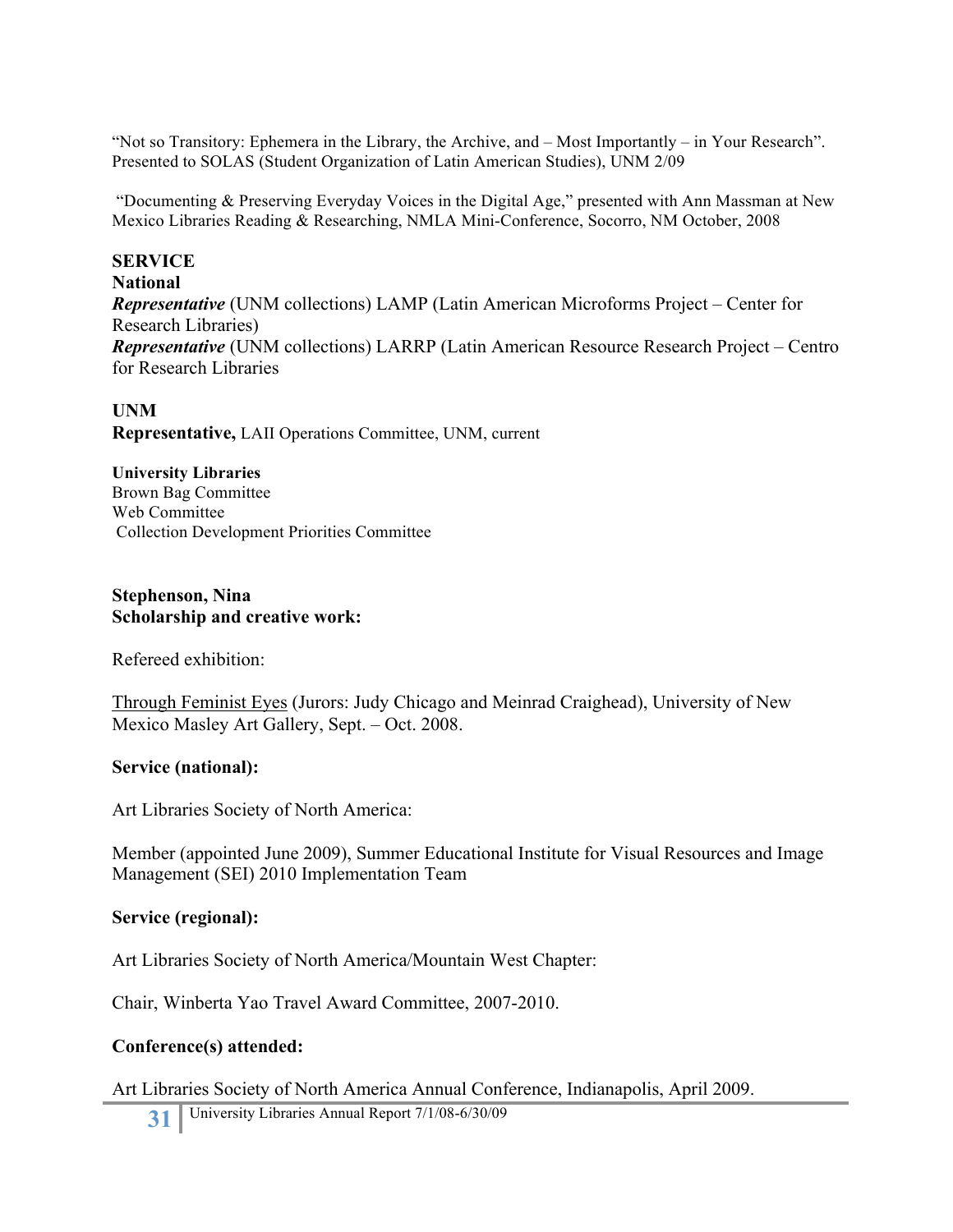“Not so Transitory: Ephemera in the Library, the Archive, and – Most Importantly – in Your Research”. Presented to SOLAS (Student Organization of Latin American Studies), UNM 2/09

“Documenting & Preserving Everyday Voices in the Digital Age,” presented with Ann Massman at New Mexico Libraries Reading & Researching, NMLA Mini-Conference, Socorro, NM October, 2008

**SERVICE**

**National**

***Representative*** (UNM collections) LAMP (Latin American Microforms Project – Center for Research Libraries)

***Representative*** (UNM collections) LARRP (Latin American Resource Research Project – Centro for Research Libraries

**UNM**

**Representative,** LAII Operations Committee, UNM, current

**University Libraries**

Brown Bag Committee

Web Committee

Collection Development Priorities Committee

**Stephenson, Nina**

**Scholarship and creative work:**

Refereed exhibition:

Through Feminist Eyes (Jurors: Judy Chicago and Meinrad Craighead), University of New Mexico Masley Art Gallery, Sept. – Oct. 2008.

**Service (national):**

Art Libraries Society of North America:

Member (appointed June 2009), Summer Educational Institute for Visual Resources and Image Management (SEI) 2010 Implementation Team

**Service (regional):**

Art Libraries Society of North America/Mountain West Chapter:

Chair, Winberta Yao Travel Award Committee, 2007-2010.

**Conference(s) attended:**

Art Libraries Society of North America Annual Conference, Indianapolis, April 2009.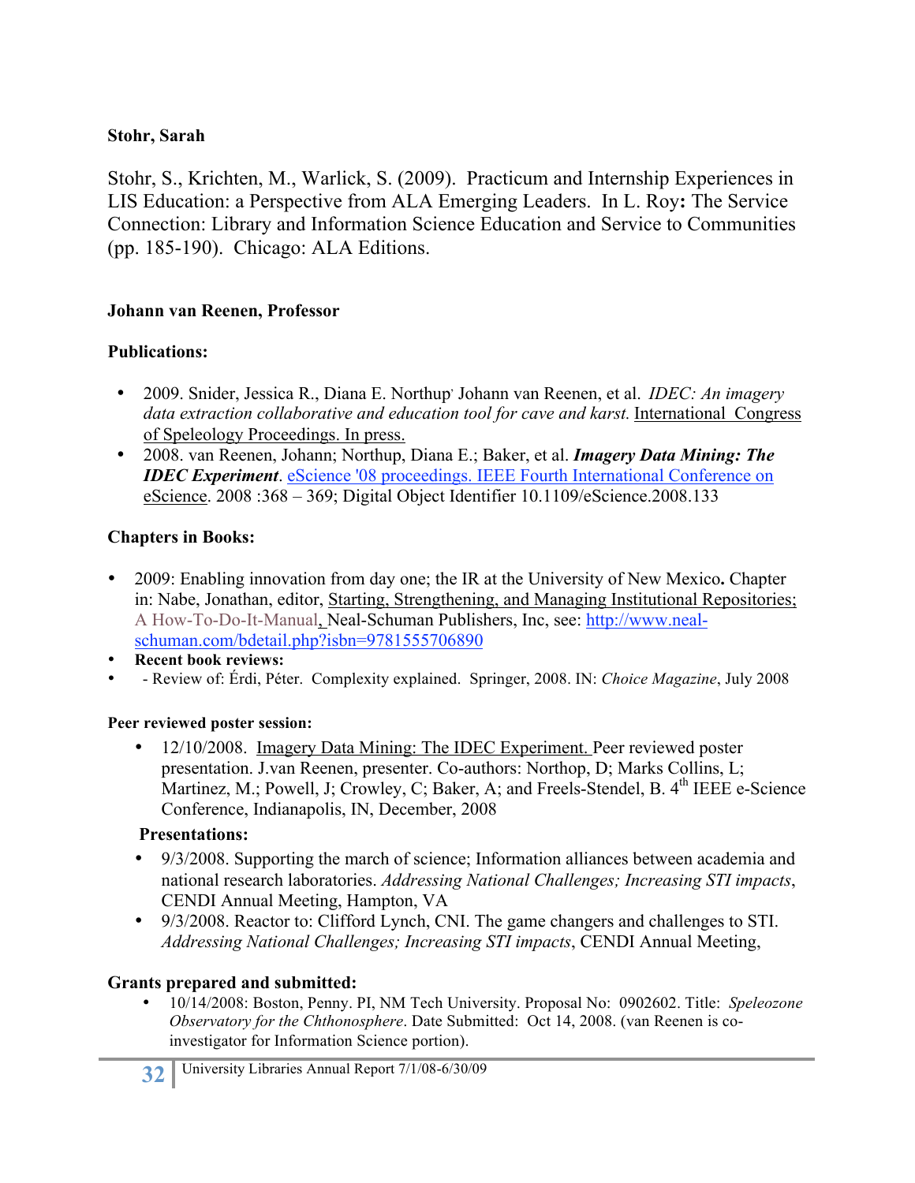**Stohr, Sarah**

Stohr, S., Krichten, M., Warlick, S. (2009). Practicum and Internship Experiences in LIS Education: a Perspective from ALA Emerging Leaders. In L. Roy**:** The Service Connection: Library and Information Science Education and Service to Communities (pp. 185-190). Chicago: ALA Editions.

**Johann van Reenen, Professor**

**Publications:**

- 2009. Snider, Jessica R., Diana E. Northup' Johann van Reenen, et al. *IDEC: An imagery data extraction collaborative and education tool for cave and karst.* International Congress of Speleology Proceedings. In press.
- 2008. van Reenen, Johann; Northup, Diana E.; Baker, et al. ***Imagery Data Mining: The IDEC Experiment***. eScience '08 proceedings. IEEE Fourth International Conference on eScience. 2008 :368 – 369; Digital Object Identifier 10.1109/eScience.2008.133

**Chapters in Books:**

- 2009: Enabling innovation from day one; the IR at the University of New Mexico**.** Chapter in: Nabe, Jonathan, editor, Starting, Strengthening, and Managing Institutional Repositories; A How-To-Do-It-Manual, Neal-Schuman Publishers, Inc, see: http://www.neal-schuman.com/bdetail.php?isbn=9781555706890
- **Recent book reviews:**
- - Review of: Érdi, Péter. Complexity explained. Springer, 2008. IN: *Choice Magazine*, July 2008

**Peer reviewed poster session:**

- 12/10/2008. Imagery Data Mining: The IDEC Experiment. Peer reviewed poster presentation. J.van Reenen, presenter. Co-authors: Northop, D; Marks Collins, L; Martinez, M.; Powell, J; Crowley, C; Baker, A; and Freels-Stendel, B. 4th IEEE e-Science Conference, Indianapolis, IN, December, 2008

**Presentations:**

- 9/3/2008. Supporting the march of science; Information alliances between academia and national research laboratories. *Addressing National Challenges; Increasing STI impacts*, CENDI Annual Meeting, Hampton, VA
- 9/3/2008. Reactor to: Clifford Lynch, CNI. The game changers and challenges to STI. *Addressing National Challenges; Increasing STI impacts*, CENDI Annual Meeting,

**Grants prepared and submitted:**

- 10/14/2008: Boston, Penny. PI, NM Tech University. Proposal No: 0902602. Title: *Speleozone Observatory for the Chthonosphere*. Date Submitted: Oct 14, 2008. (van Reenen is co-investigator for Information Science portion).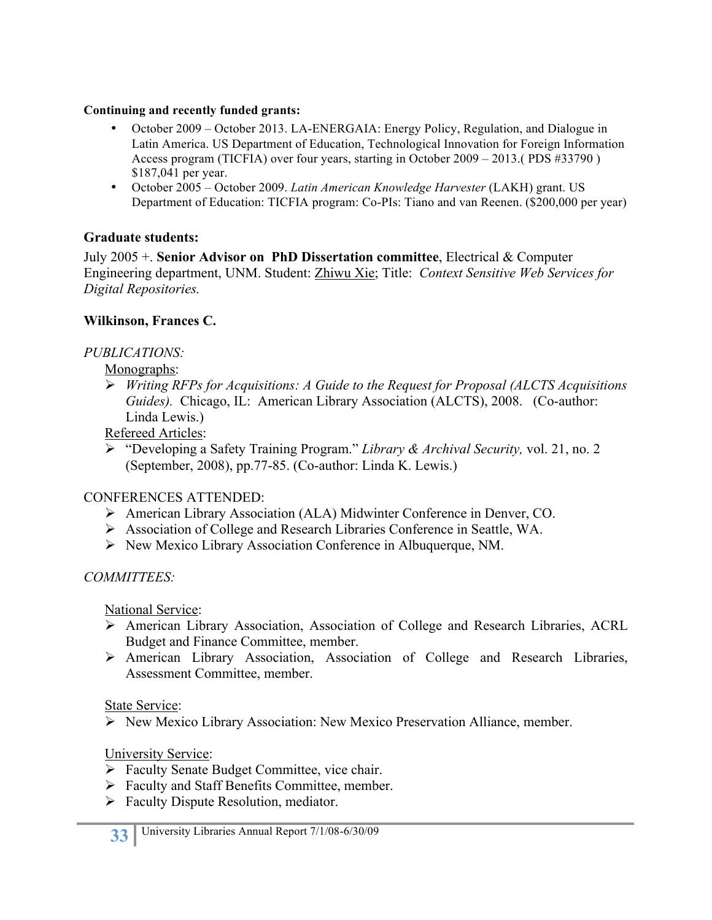**Continuing and recently funded grants:**

- October 2009 – October 2013. LA-ENERGAIA: Energy Policy, Regulation, and Dialogue in Latin America. US Department of Education, Technological Innovation for Foreign Information Access program (TICFIA) over four years, starting in October 2009 – 2013.( PDS #33790 ) $187,041 per year.
- October 2005 – October 2009. *Latin American Knowledge Harvester* (LAKH) grant. US Department of Education: TICFIA program: Co-PIs: Tiano and van Reenen. ($200,000 per year)

**Graduate students:**

July 2005 +. **Senior Advisor on PhD Dissertation committee**, Electrical & Computer Engineering department, UNM. Student: Zhiwu Xie; Title: *Context Sensitive Web Services for Digital Repositories.*

**Wilkinson, Frances C.**

*PUBLICATIONS:*

Monographs:

- *Writing RFPs for Acquisitions: A Guide to the Request for Proposal (ALCTS Acquisitions Guides).* Chicago, IL: American Library Association (ALCTS), 2008. (Co-author: Linda Lewis.)

Refereed Articles:

- "Developing a Safety Training Program." *Library & Archival Security,* vol. 21, no. 2 (September, 2008), pp.77-85. (Co-author: Linda K. Lewis.)

CONFERENCES ATTENDED:

- American Library Association (ALA) Midwinter Conference in Denver, CO.
- Association of College and Research Libraries Conference in Seattle, WA.
- New Mexico Library Association Conference in Albuquerque, NM.

*COMMITTEES:*

National Service:

- American Library Association, Association of College and Research Libraries, ACRL Budget and Finance Committee, member.
- American Library Association, Association of College and Research Libraries, Assessment Committee, member.

State Service:

- New Mexico Library Association: New Mexico Preservation Alliance, member.

University Service:

- Faculty Senate Budget Committee, vice chair.
- Faculty and Staff Benefits Committee, member.
- Faculty Dispute Resolution, mediator.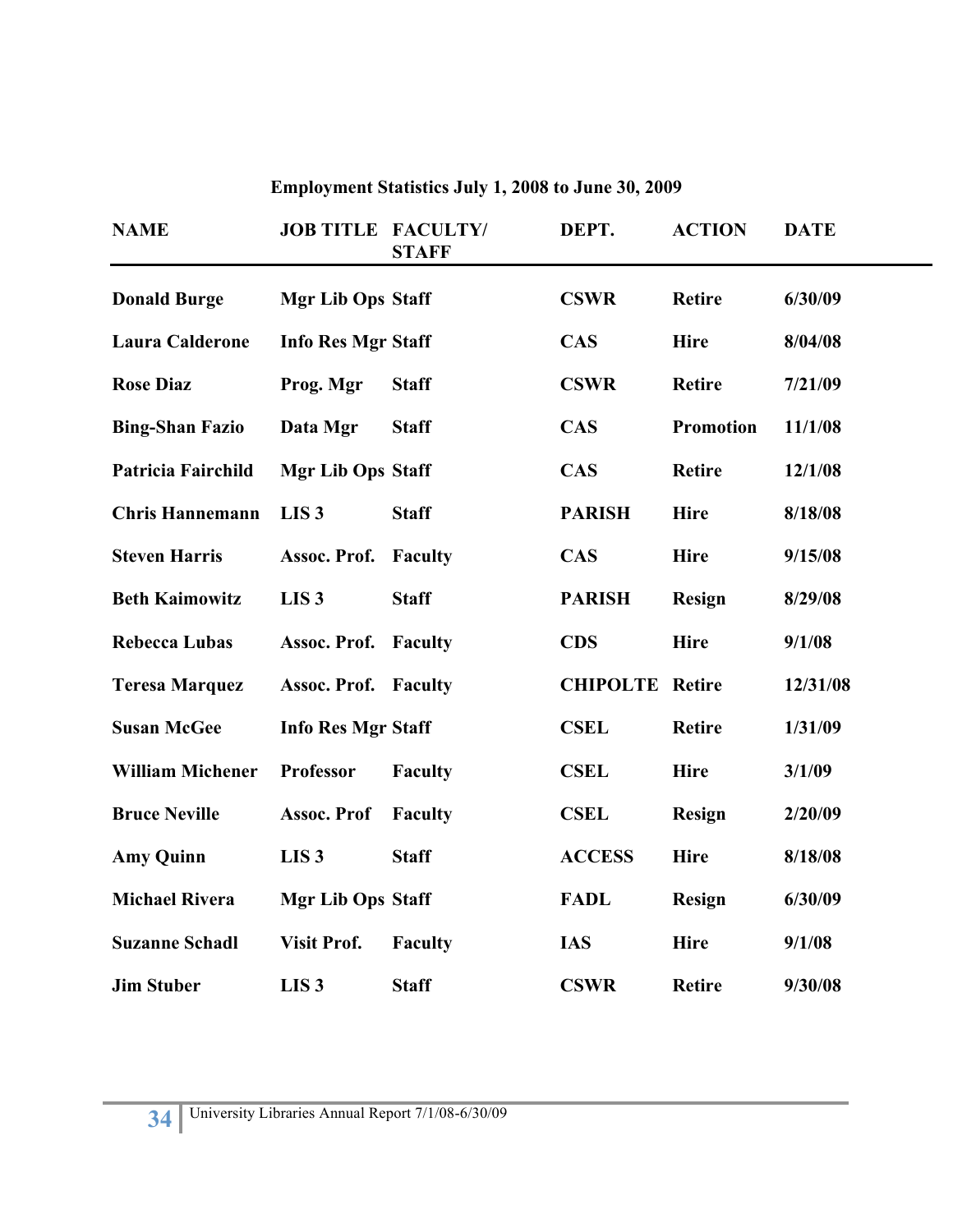## Employment Statistics July 1, 2008 to June 30, 2009

| NAME | JOB TITLE | FACULTY/ STAFF | DEPT. | ACTION | DATE |
|---|---|---|---|---|---|
| Donald Burge | Mgr Lib Ops | Staff | CSWR | Retire | 6/30/09 |
| Laura Calderone | Info Res Mgr | Staff | CAS | Hire | 8/04/08 |
| Rose Diaz | Prog. Mgr | Staff | CSWR | Retire | 7/21/09 |
| Bing-Shan Fazio | Data Mgr | Staff | CAS | Promotion | 11/1/08 |
| Patricia Fairchild | Mgr Lib Ops | Staff | CAS | Retire | 12/1/08 |
| Chris Hannemann | LIS 3 | Staff | PARISH | Hire | 8/18/08 |
| Steven Harris | Assoc. Prof. | Faculty | CAS | Hire | 9/15/08 |
| Beth Kaimowitz | LIS 3 | Staff | PARISH | Resign | 8/29/08 |
| Rebecca Lubas | Assoc. Prof. | Faculty | CDS | Hire | 9/1/08 |
| Teresa Marquez | Assoc. Prof. | Faculty | CHIPOLTE | Retire | 12/31/08 |
| Susan McGee | Info Res Mgr | Staff | CSEL | Retire | 1/31/09 |
| William Michener | Professor | Faculty | CSEL | Hire | 3/1/09 |
| Bruce Neville | Assoc. Prof | Faculty | CSEL | Resign | 2/20/09 |
| Amy Quinn | LIS 3 | Staff | ACCESS | Hire | 8/18/08 |
| Michael Rivera | Mgr Lib Ops | Staff | FADL | Resign | 6/30/09 |
| Suzanne Schadl | Visit Prof. | Faculty | IAS | Hire | 9/1/08 |
| Jim Stuber | LIS 3 | Staff | CSWR | Retire | 9/30/08 |